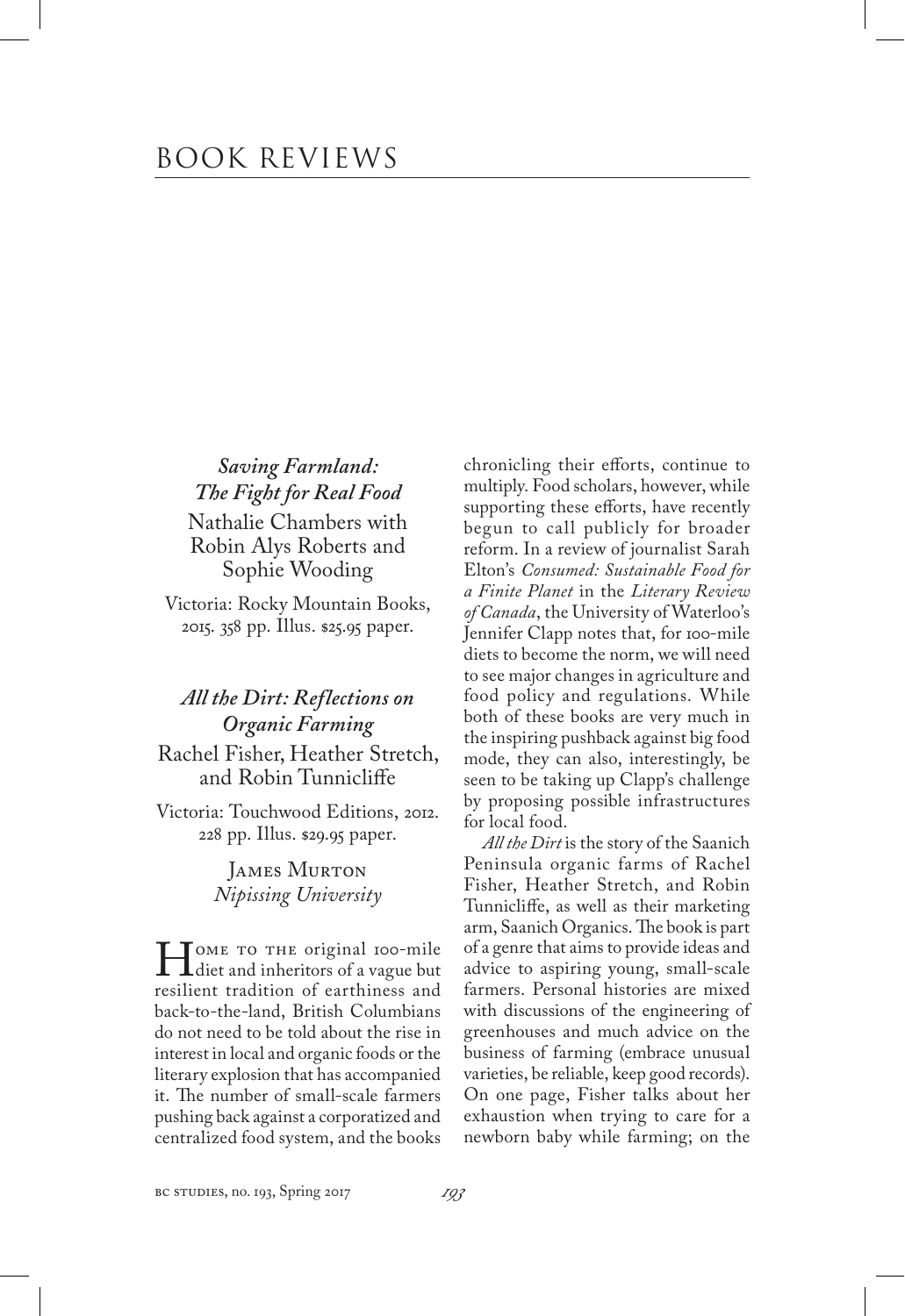# BOOK REVIEWS

***Saving Farmland: The Fight for Real Food***

Nathalie Chambers with Robin Alys Roberts and Sophie Wooding

Victoria: Rocky Mountain Books, 2015. 358 pp. Illus. $25.95 paper.

***All the Dirt: Reflections on Organic Farming***

Rachel Fisher, Heather Stretch, and Robin Tunnicliffe

Victoria: Touchwood Editions, 2012. 228 pp. Illus. $29.95 paper.

James Murton
*Nipissing University*

Home to the original 100-mile diet and inheritors of a vague but resilient tradition of earthiness and back-to-the-land, British Columbians do not need to be told about the rise in interest in local and organic foods or the literary explosion that has accompanied it. The number of small-scale farmers pushing back against a corporatized and centralized food system, and the books chronicling their efforts, continue to multiply. Food scholars, however, while supporting these efforts, have recently begun to call publicly for broader reform. In a review of journalist Sarah Elton's *Consumed: Sustainable Food for a Finite Planet* in the *Literary Review of Canada*, the University of Waterloo's Jennifer Clapp notes that, for 100-mile diets to become the norm, we will need to see major changes in agriculture and food policy and regulations. While both of these books are very much in the inspiring pushback against big food mode, they can also, interestingly, be seen to be taking up Clapp's challenge by proposing possible infrastructures for local food.

*All the Dirt* is the story of the Saanich Peninsula organic farms of Rachel Fisher, Heather Stretch, and Robin Tunnicliffe, as well as their marketing arm, Saanich Organics. The book is part of a genre that aims to provide ideas and advice to aspiring young, small-scale farmers. Personal histories are mixed with discussions of the engineering of greenhouses and much advice on the business of farming (embrace unusual varieties, be reliable, keep good records). On one page, Fisher talks about her exhaustion when trying to care for a newborn baby while farming; on the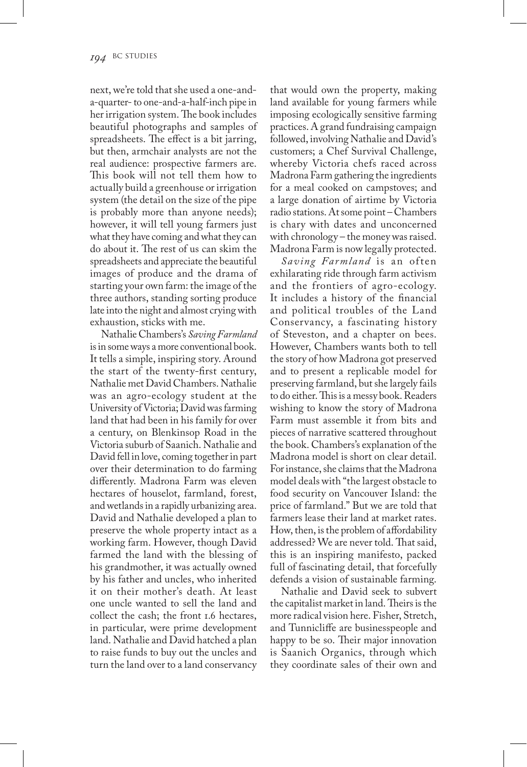next, we're told that she used a one-and-a-quarter- to one-and-a-half-inch pipe in her irrigation system. The book includes beautiful photographs and samples of spreadsheets. The effect is a bit jarring, but then, armchair analysts are not the real audience: prospective farmers are. This book will not tell them how to actually build a greenhouse or irrigation system (the detail on the size of the pipe is probably more than anyone needs); however, it will tell young farmers just what they have coming and what they can do about it. The rest of us can skim the spreadsheets and appreciate the beautiful images of produce and the drama of starting your own farm: the image of the three authors, standing sorting produce late into the night and almost crying with exhaustion, sticks with me.

Nathalie Chambers's *Saving Farmland* is in some ways a more conventional book. It tells a simple, inspiring story. Around the start of the twenty-first century, Nathalie met David Chambers. Nathalie was an agro-ecology student at the University of Victoria; David was farming land that had been in his family for over a century, on Blenkinsop Road in the Victoria suburb of Saanich. Nathalie and David fell in love, coming together in part over their determination to do farming differently. Madrona Farm was eleven hectares of houselot, farmland, forest, and wetlands in a rapidly urbanizing area. David and Nathalie developed a plan to preserve the whole property intact as a working farm. However, though David farmed the land with the blessing of his grandmother, it was actually owned by his father and uncles, who inherited it on their mother's death. At least one uncle wanted to sell the land and collect the cash; the front 1.6 hectares, in particular, were prime development land. Nathalie and David hatched a plan to raise funds to buy out the uncles and turn the land over to a land conservancy that would own the property, making land available for young farmers while imposing ecologically sensitive farming practices. A grand fundraising campaign followed, involving Nathalie and David's customers; a Chef Survival Challenge, whereby Victoria chefs raced across Madrona Farm gathering the ingredients for a meal cooked on campstoves; and a large donation of airtime by Victoria radio stations. At some point – Chambers is chary with dates and unconcerned with chronology – the money was raised. Madrona Farm is now legally protected.

*Saving Farmland* is an often exhilarating ride through farm activism and the frontiers of agro-ecology. It includes a history of the financial and political troubles of the Land Conservancy, a fascinating history of Steveston, and a chapter on bees. However, Chambers wants both to tell the story of how Madrona got preserved and to present a replicable model for preserving farmland, but she largely fails to do either. This is a messy book. Readers wishing to know the story of Madrona Farm must assemble it from bits and pieces of narrative scattered throughout the book. Chambers's explanation of the Madrona model is short on clear detail. For instance, she claims that the Madrona model deals with "the largest obstacle to food security on Vancouver Island: the price of farmland." But we are told that farmers lease their land at market rates. How, then, is the problem of affordability addressed? We are never told. That said, this is an inspiring manifesto, packed full of fascinating detail, that forcefully defends a vision of sustainable farming.

Nathalie and David seek to subvert the capitalist market in land. Theirs is the more radical vision here. Fisher, Stretch, and Tunnicliffe are businesspeople and happy to be so. Their major innovation is Saanich Organics, through which they coordinate sales of their own and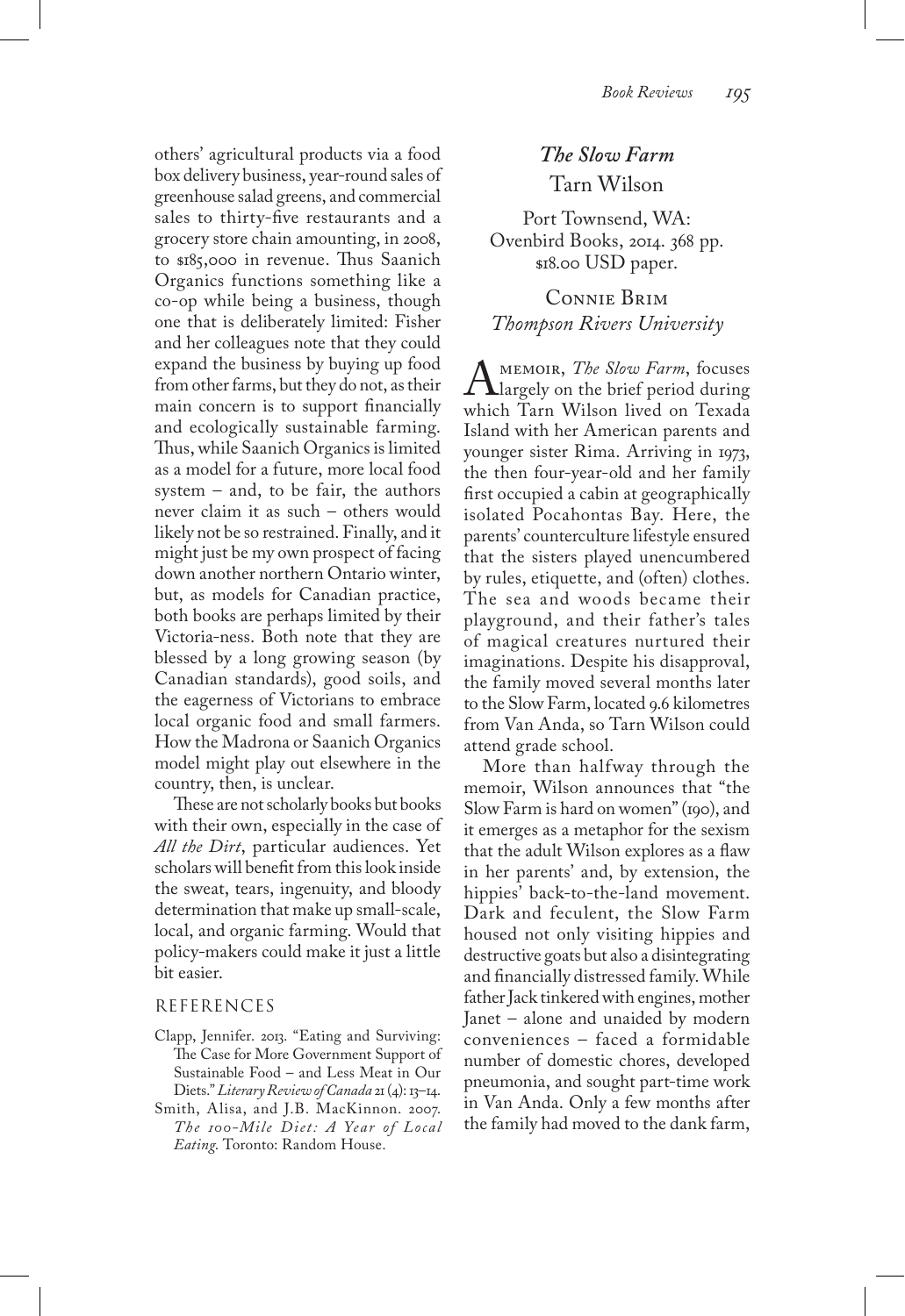others' agricultural products via a food box delivery business, year-round sales of greenhouse salad greens, and commercial sales to thirty-five restaurants and a grocery store chain amounting, in 2008, to $185,000 in revenue. Thus Saanich Organics functions something like a co-op while being a business, though one that is deliberately limited: Fisher and her colleagues note that they could expand the business by buying up food from other farms, but they do not, as their main concern is to support financially and ecologically sustainable farming. Thus, while Saanich Organics is limited as a model for a future, more local food system – and, to be fair, the authors never claim it as such – others would likely not be so restrained. Finally, and it might just be my own prospect of facing down another northern Ontario winter, but, as models for Canadian practice, both books are perhaps limited by their Victoria-ness. Both note that they are blessed by a long growing season (by Canadian standards), good soils, and the eagerness of Victorians to embrace local organic food and small farmers. How the Madrona or Saanich Organics model might play out elsewhere in the country, then, is unclear.

These are not scholarly books but books with their own, especially in the case of *All the Dirt*, particular audiences. Yet scholars will benefit from this look inside the sweat, tears, ingenuity, and bloody determination that make up small-scale, local, and organic farming. Would that policy-makers could make it just a little bit easier.

### REFERENCES

Clapp, Jennifer. 2013. "Eating and Surviving: The Case for More Government Support of Sustainable Food – and Less Meat in Our Diets." *Literary Review of Canada* 21 (4): 13–14.

Smith, Alisa, and J.B. MacKinnon. 2007. *The 100-Mile Diet: A Year of Local Eating*. Toronto: Random House.

## *The Slow Farm*
Tarn Wilson

Port Townsend, WA: Ovenbird Books, 2014. 368 pp. $18.00 USD paper.

Connie Brim
*Thompson Rivers University*

A memoir, *The Slow Farm*, focuses largely on the brief period during which Tarn Wilson lived on Texada Island with her American parents and younger sister Rima. Arriving in 1973, the then four-year-old and her family first occupied a cabin at geographically isolated Pocahontas Bay. Here, the parents' counterculture lifestyle ensured that the sisters played unencumbered by rules, etiquette, and (often) clothes. The sea and woods became their playground, and their father's tales of magical creatures nurtured their imaginations. Despite his disapproval, the family moved several months later to the Slow Farm, located 9.6 kilometres from Van Anda, so Tarn Wilson could attend grade school.

More than halfway through the memoir, Wilson announces that "the Slow Farm is hard on women" (190), and it emerges as a metaphor for the sexism that the adult Wilson explores as a flaw in her parents' and, by extension, the hippies' back-to-the-land movement. Dark and feculent, the Slow Farm housed not only visiting hippies and destructive goats but also a disintegrating and financially distressed family. While father Jack tinkered with engines, mother Janet – alone and unaided by modern conveniences – faced a formidable number of domestic chores, developed pneumonia, and sought part-time work in Van Anda. Only a few months after the family had moved to the dank farm,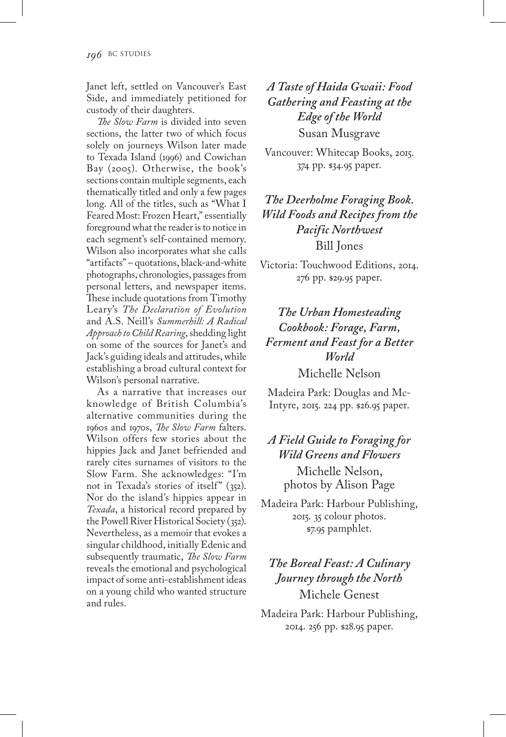Janet left, settled on Vancouver's East Side, and immediately petitioned for custody of their daughters.

*The Slow Farm* is divided into seven sections, the latter two of which focus solely on journeys Wilson later made to Texada Island (1996) and Cowichan Bay (2005). Otherwise, the book's sections contain multiple segments, each thematically titled and only a few pages long. All of the titles, such as "What I Feared Most: Frozen Heart," essentially foreground what the reader is to notice in each segment's self-contained memory. Wilson also incorporates what she calls "artifacts" – quotations, black-and-white photographs, chronologies, passages from personal letters, and newspaper items. These include quotations from Timothy Leary's *The Declaration of Evolution* and A.S. Neill's *Summerhill: A Radical Approach to Child Rearing*, shedding light on some of the sources for Janet's and Jack's guiding ideals and attitudes, while establishing a broad cultural context for Wilson's personal narrative.

As a narrative that increases our knowledge of British Columbia's alternative communities during the 1960s and 1970s, *The Slow Farm* falters. Wilson offers few stories about the hippies Jack and Janet befriended and rarely cites surnames of visitors to the Slow Farm. She acknowledges: "I'm not in Texada's stories of itself" (352). Nor do the island's hippies appear in *Texada*, a historical record prepared by the Powell River Historical Society (352). Nevertheless, as a memoir that evokes a singular childhood, initially Edenic and subsequently traumatic, *The Slow Farm* reveals the emotional and psychological impact of some anti-establishment ideas on a young child who wanted structure and rules.

### *A Taste of Haida Gwaii: Food Gathering and Feasting at the Edge of the World*
Susan Musgrave

Vancouver: Whitecap Books, 2015. 374 pp. $34.95 paper.

### *The Deerholme Foraging Book. Wild Foods and Recipes from the Pacific Northwest*
Bill Jones

Victoria: Touchwood Editions, 2014. 276 pp. $29.95 paper.

### *The Urban Homesteading Cookbook: Forage, Farm, Ferment and Feast for a Better World*
Michelle Nelson

Madeira Park: Douglas and McIntyre, 2015. 224 pp. $26.95 paper.

### *A Field Guide to Foraging for Wild Greens and Flowers*
Michelle Nelson, photos by Alison Page

Madeira Park: Harbour Publishing, 2015. 35 colour photos. $7.95 pamphlet.

### *The Boreal Feast: A Culinary Journey through the North*
Michele Genest

Madeira Park: Harbour Publishing, 2014. 256 pp. $28.95 paper.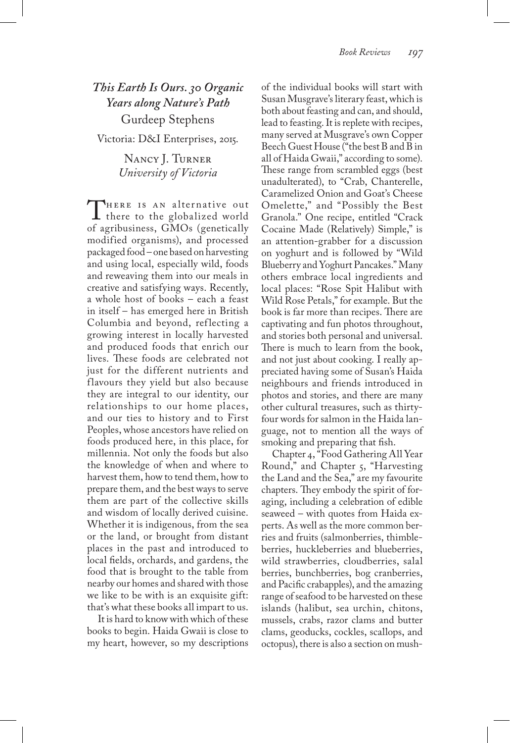## *This Earth Is Ours. 30 Organic Years along Nature's Path*

Gurdeep Stephens

Victoria: D&I Enterprises, 2015.

Nancy J. Turner
*University of Victoria*

There is an alternative out there to the globalized world of agribusiness, GMOs (genetically modified organisms), and processed packaged food – one based on harvesting and using local, especially wild, foods and reweaving them into our meals in creative and satisfying ways. Recently, a whole host of books – each a feast in itself – has emerged here in British Columbia and beyond, reflecting a growing interest in locally harvested and produced foods that enrich our lives. These foods are celebrated not just for the different nutrients and flavours they yield but also because they are integral to our identity, our relationships to our home places, and our ties to history and to First Peoples, whose ancestors have relied on foods produced here, in this place, for millennia. Not only the foods but also the knowledge of when and where to harvest them, how to tend them, how to prepare them, and the best ways to serve them are part of the collective skills and wisdom of locally derived cuisine. Whether it is indigenous, from the sea or the land, or brought from distant places in the past and introduced to local fields, orchards, and gardens, the food that is brought to the table from nearby our homes and shared with those we like to be with is an exquisite gift: that's what these books all impart to us.

It is hard to know with which of these books to begin. Haida Gwaii is close to my heart, however, so my descriptions of the individual books will start with Susan Musgrave's literary feast, which is both about feasting and can, and should, lead to feasting. It is replete with recipes, many served at Musgrave's own Copper Beech Guest House ("the best B and B in all of Haida Gwaii," according to some). These range from scrambled eggs (best unadulterated), to "Crab, Chanterelle, Caramelized Onion and Goat's Cheese Omelette," and "Possibly the Best Granola." One recipe, entitled "Crack Cocaine Made (Relatively) Simple," is an attention-grabber for a discussion on yoghurt and is followed by "Wild Blueberry and Yoghurt Pancakes." Many others embrace local ingredients and local places: "Rose Spit Halibut with Wild Rose Petals," for example. But the book is far more than recipes. There are captivating and fun photos throughout, and stories both personal and universal. There is much to learn from the book, and not just about cooking. I really appreciated having some of Susan's Haida neighbours and friends introduced in photos and stories, and there are many other cultural treasures, such as thirty-four words for salmon in the Haida language, not to mention all the ways of smoking and preparing that fish.

Chapter 4, "Food Gathering All Year Round," and Chapter 5, "Harvesting the Land and the Sea," are my favourite chapters. They embody the spirit of foraging, including a celebration of edible seaweed – with quotes from Haida experts. As well as the more common berries and fruits (salmonberries, thimbleberries, huckleberries and blueberries, wild strawberries, cloudberries, salal berries, bunchberries, bog cranberries, and Pacific crabapples), and the amazing range of seafood to be harvested on these islands (halibut, sea urchin, chitons, mussels, crabs, razor clams and butter clams, geoducks, cockles, scallops, and octopus), there is also a section on mush-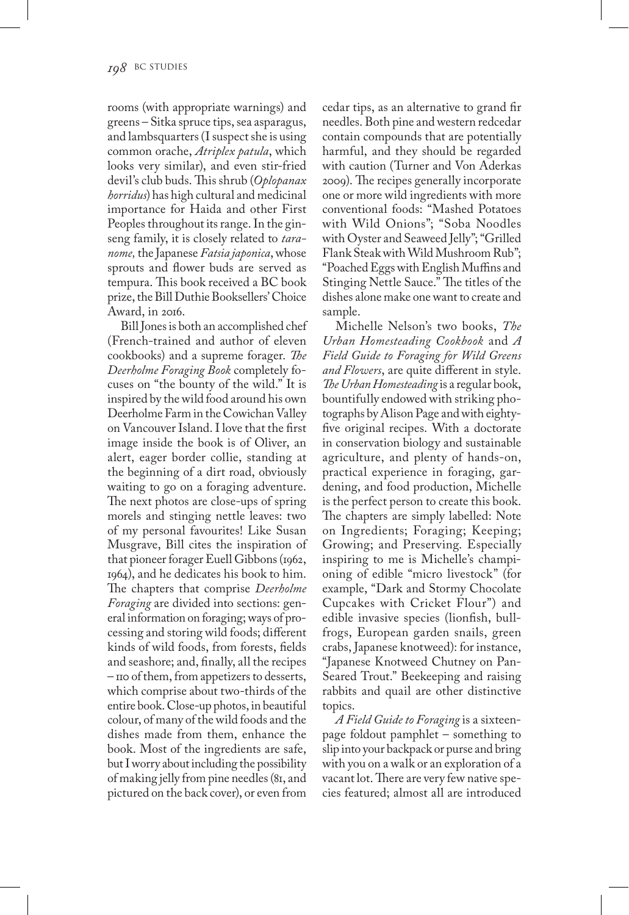rooms (with appropriate warnings) and greens – Sitka spruce tips, sea asparagus, and lambsquarters (I suspect she is using common orache, *Atriplex patula*, which looks very similar), and even stir-fried devil's club buds. This shrub (*Oplopanax horridus*) has high cultural and medicinal importance for Haida and other First Peoples throughout its range. In the ginseng family, it is closely related to *taranome,* the Japanese *Fatsia japonica*, whose sprouts and flower buds are served as tempura. This book received a BC book prize, the Bill Duthie Booksellers' Choice Award, in 2016.

Bill Jones is both an accomplished chef (French-trained and author of eleven cookbooks) and a supreme forager. *The Deerholme Foraging Book* completely focuses on "the bounty of the wild." It is inspired by the wild food around his own Deerholme Farm in the Cowichan Valley on Vancouver Island. I love that the first image inside the book is of Oliver, an alert, eager border collie, standing at the beginning of a dirt road, obviously waiting to go on a foraging adventure. The next photos are close-ups of spring morels and stinging nettle leaves: two of my personal favourites! Like Susan Musgrave, Bill cites the inspiration of that pioneer forager Euell Gibbons (1962, 1964), and he dedicates his book to him. The chapters that comprise *Deerholme Foraging* are divided into sections: general information on foraging; ways of processing and storing wild foods; different kinds of wild foods, from forests, fields and seashore; and, finally, all the recipes – 110 of them, from appetizers to desserts, which comprise about two-thirds of the entire book. Close-up photos, in beautiful colour, of many of the wild foods and the dishes made from them, enhance the book. Most of the ingredients are safe, but I worry about including the possibility of making jelly from pine needles (81, and pictured on the back cover), or even from cedar tips, as an alternative to grand fir needles. Both pine and western redcedar contain compounds that are potentially harmful, and they should be regarded with caution (Turner and Von Aderkas 2009). The recipes generally incorporate one or more wild ingredients with more conventional foods: "Mashed Potatoes with Wild Onions"; "Soba Noodles with Oyster and Seaweed Jelly"; "Grilled Flank Steak with Wild Mushroom Rub"; "Poached Eggs with English Muffins and Stinging Nettle Sauce." The titles of the dishes alone make one want to create and sample.

Michelle Nelson's two books, *The Urban Homesteading Cookbook* and *A Field Guide to Foraging for Wild Greens and Flowers*, are quite different in style. *The Urban Homesteading* is a regular book, bountifully endowed with striking photographs by Alison Page and with eighty-five original recipes. With a doctorate in conservation biology and sustainable agriculture, and plenty of hands-on, practical experience in foraging, gardening, and food production, Michelle is the perfect person to create this book. The chapters are simply labelled: Note on Ingredients; Foraging; Keeping; Growing; and Preserving. Especially inspiring to me is Michelle's championing of edible "micro livestock" (for example, "Dark and Stormy Chocolate Cupcakes with Cricket Flour") and edible invasive species (lionfish, bullfrogs, European garden snails, green crabs, Japanese knotweed): for instance, "Japanese Knotweed Chutney on Pan-Seared Trout." Beekeeping and raising rabbits and quail are other distinctive topics.

*A Field Guide to Foraging* is a sixteen-page foldout pamphlet – something to slip into your backpack or purse and bring with you on a walk or an exploration of a vacant lot. There are very few native species featured; almost all are introduced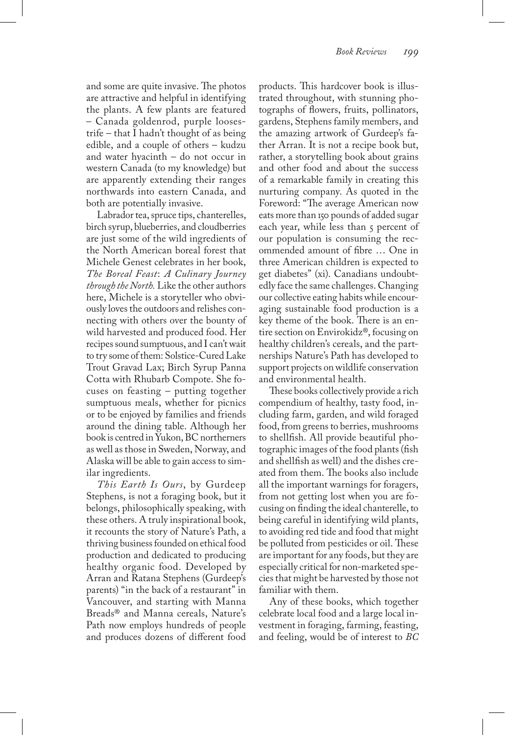and some are quite invasive. The photos are attractive and helpful in identifying the plants. A few plants are featured – Canada goldenrod, purple loosestrife – that I hadn't thought of as being edible, and a couple of others – kudzu and water hyacinth – do not occur in western Canada (to my knowledge) but are apparently extending their ranges northwards into eastern Canada, and both are potentially invasive.

Labrador tea, spruce tips, chanterelles, birch syrup, blueberries, and cloudberries are just some of the wild ingredients of the North American boreal forest that Michele Genest celebrates in her book, *The Boreal Feast: A Culinary Journey through the North.* Like the other authors here, Michele is a storyteller who obviously loves the outdoors and relishes connecting with others over the bounty of wild harvested and produced food. Her recipes sound sumptuous, and I can't wait to try some of them: Solstice-Cured Lake Trout Gravad Lax; Birch Syrup Panna Cotta with Rhubarb Compote. She focuses on feasting – putting together sumptuous meals, whether for picnics or to be enjoyed by families and friends around the dining table. Although her book is centred in Yukon, BC northerners as well as those in Sweden, Norway, and Alaska will be able to gain access to similar ingredients.

*This Earth Is Ours*, by Gurdeep Stephens, is not a foraging book, but it belongs, philosophically speaking, with these others. A truly inspirational book, it recounts the story of Nature's Path, a thriving business founded on ethical food production and dedicated to producing healthy organic food. Developed by Arran and Ratana Stephens (Gurdeep's parents) "in the back of a restaurant" in Vancouver, and starting with Manna Breads® and Manna cereals, Nature's Path now employs hundreds of people and produces dozens of different food products. This hardcover book is illustrated throughout, with stunning photographs of flowers, fruits, pollinators, gardens, Stephens family members, and the amazing artwork of Gurdeep's father Arran. It is not a recipe book but, rather, a storytelling book about grains and other food and about the success of a remarkable family in creating this nurturing company. As quoted in the Foreword: "The average American now eats more than 150 pounds of added sugar each year, while less than 5 percent of our population is consuming the recommended amount of fibre … One in three American children is expected to get diabetes" (xi). Canadians undoubtedly face the same challenges. Changing our collective eating habits while encouraging sustainable food production is a key theme of the book. There is an entire section on Envirokidz®, focusing on healthy children's cereals, and the partnerships Nature's Path has developed to support projects on wildlife conservation and environmental health.

These books collectively provide a rich compendium of healthy, tasty food, including farm, garden, and wild foraged food, from greens to berries, mushrooms to shellfish. All provide beautiful photographic images of the food plants (fish and shellfish as well) and the dishes created from them. The books also include all the important warnings for foragers, from not getting lost when you are focusing on finding the ideal chanterelle, to being careful in identifying wild plants, to avoiding red tide and food that might be polluted from pesticides or oil. These are important for any foods, but they are especially critical for non-marketed species that might be harvested by those not familiar with them.

Any of these books, which together celebrate local food and a large local investment in foraging, farming, feasting, and feeling, would be of interest to *BC*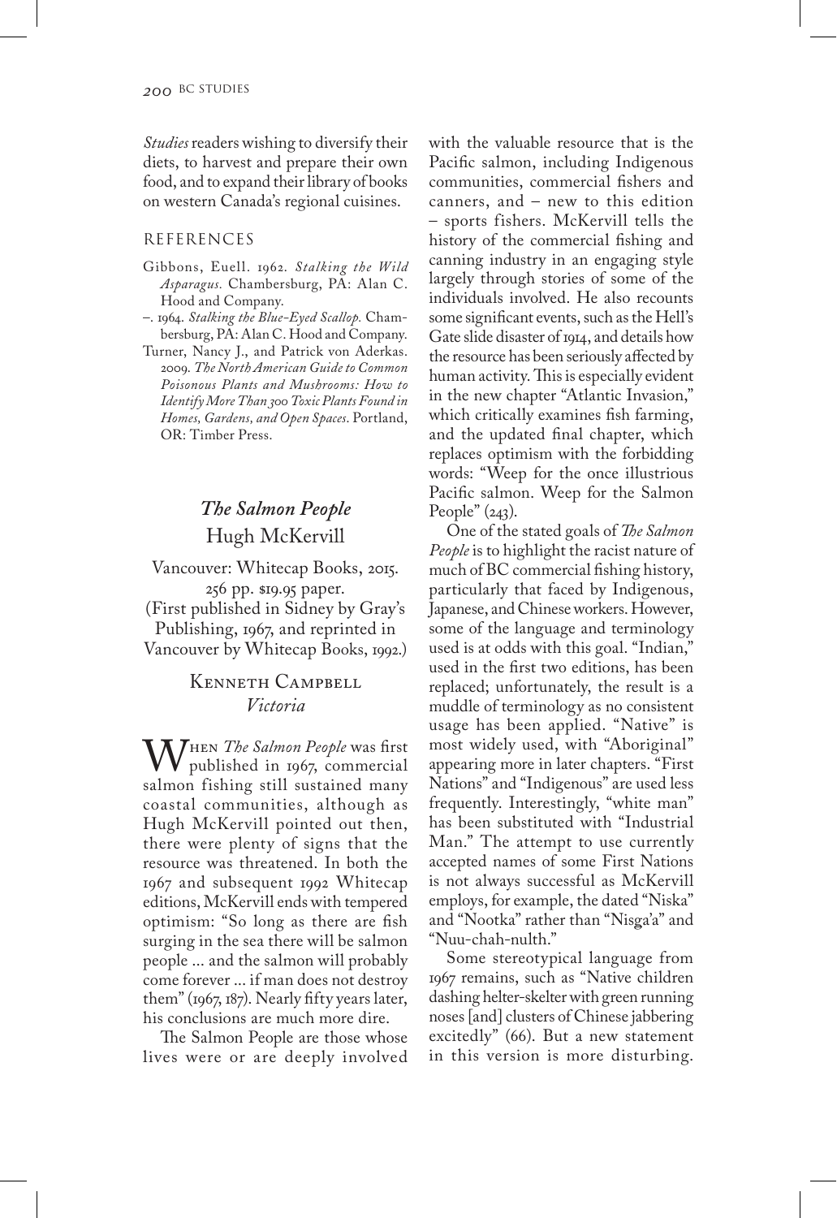*Studies* readers wishing to diversify their diets, to harvest and prepare their own food, and to expand their library of books on western Canada's regional cuisines.

## REFERENCES

Gibbons, Euell. 1962. *Stalking the Wild Asparagus.* Chambersburg, PA: Alan C. Hood and Company.

–. 1964. *Stalking the Blue-Eyed Scallop.* Chambersburg, PA: Alan C. Hood and Company.

Turner, Nancy J., and Patrick von Aderkas. 2009. *The North American Guide to Common Poisonous Plants and Mushrooms: How to Identify More Than 300 Toxic Plants Found in Homes, Gardens, and Open Spaces.* Portland, OR: Timber Press.

## *The Salmon People*
### Hugh McKervill

Vancouver: Whitecap Books, 2015. 256 pp. $19.95 paper. (First published in Sidney by Gray's Publishing, 1967, and reprinted in Vancouver by Whitecap Books, 1992.)

Kenneth Campbell
*Victoria*

When *The Salmon People* was first published in 1967, commercial salmon fishing still sustained many coastal communities, although as Hugh McKervill pointed out then, there were plenty of signs that the resource was threatened. In both the 1967 and subsequent 1992 Whitecap editions, McKervill ends with tempered optimism: "So long as there are fish surging in the sea there will be salmon people … and the salmon will probably come forever … if man does not destroy them" (1967, 187). Nearly fifty years later, his conclusions are much more dire.

The Salmon People are those whose lives were or are deeply involved with the valuable resource that is the Pacific salmon, including Indigenous communities, commercial fishers and canners, and – new to this edition – sports fishers. McKervill tells the history of the commercial fishing and canning industry in an engaging style largely through stories of some of the individuals involved. He also recounts some significant events, such as the Hell's Gate slide disaster of 1914, and details how the resource has been seriously affected by human activity. This is especially evident in the new chapter "Atlantic Invasion," which critically examines fish farming, and the updated final chapter, which replaces optimism with the forbidding words: "Weep for the once illustrious Pacific salmon. Weep for the Salmon People" (243).

One of the stated goals of *The Salmon People* is to highlight the racist nature of much of BC commercial fishing history, particularly that faced by Indigenous, Japanese, and Chinese workers. However, some of the language and terminology used is at odds with this goal. "Indian," used in the first two editions, has been replaced; unfortunately, the result is a muddle of terminology as no consistent usage has been applied. "Native" is most widely used, with "Aboriginal" appearing more in later chapters. "First Nations" and "Indigenous" are used less frequently. Interestingly, "white man" has been substituted with "Industrial Man." The attempt to use currently accepted names of some First Nations is not always successful as McKervill employs, for example, the dated "Niska" and "Nootka" rather than "Nisga'a" and "Nuu-chah-nulth."

Some stereotypical language from 1967 remains, such as "Native children dashing helter-skelter with green running noses [and] clusters of Chinese jabbering excitedly" (66). But a new statement in this version is more disturbing.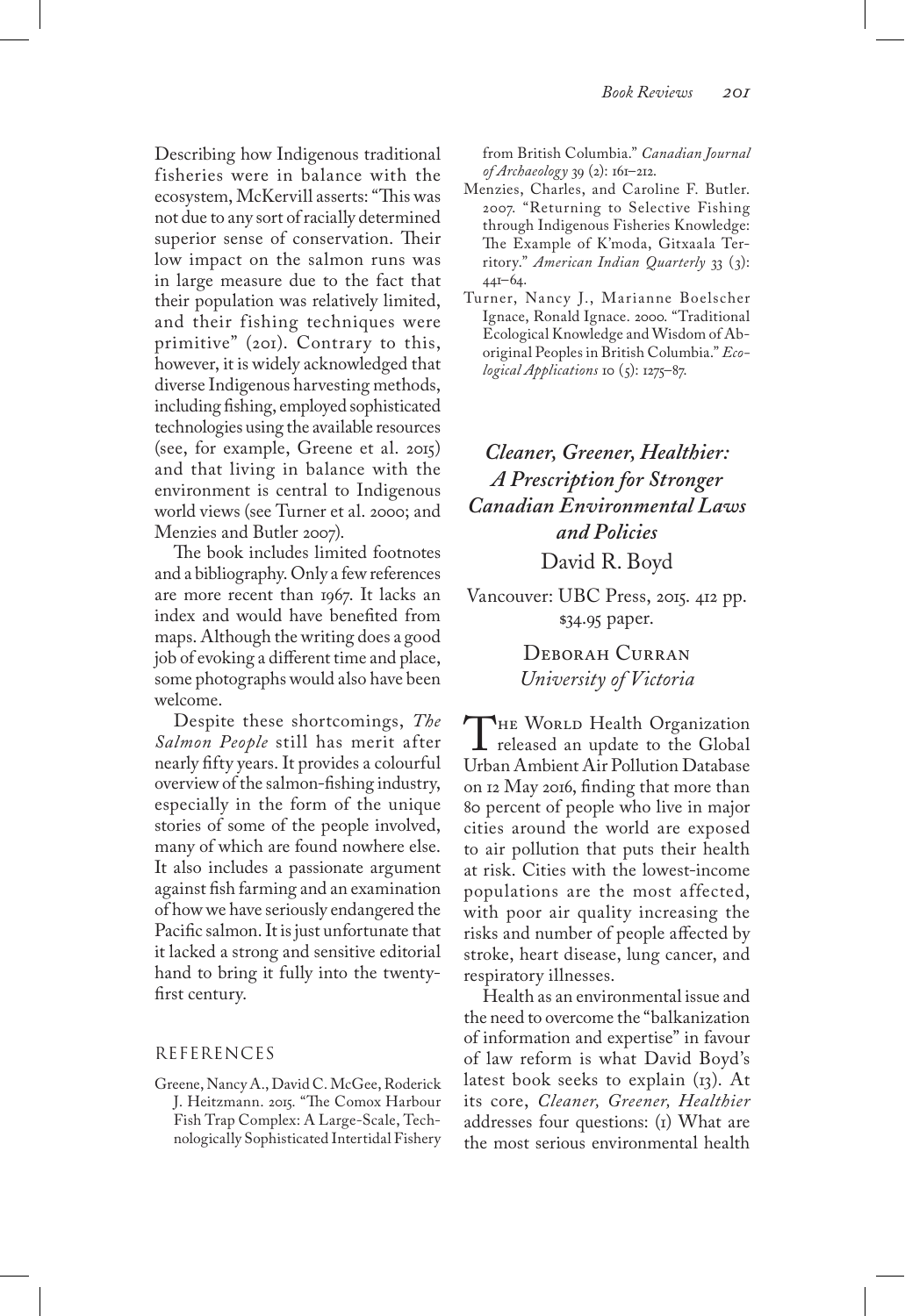Describing how Indigenous traditional fisheries were in balance with the ecosystem, McKervill asserts: "This was not due to any sort of racially determined superior sense of conservation. Their low impact on the salmon runs was in large measure due to the fact that their population was relatively limited, and their fishing techniques were primitive" (201). Contrary to this, however, it is widely acknowledged that diverse Indigenous harvesting methods, including fishing, employed sophisticated technologies using the available resources (see, for example, Greene et al. 2015) and that living in balance with the environment is central to Indigenous world views (see Turner et al. 2000; and Menzies and Butler 2007).

The book includes limited footnotes and a bibliography. Only a few references are more recent than 1967. It lacks an index and would have benefited from maps. Although the writing does a good job of evoking a different time and place, some photographs would also have been welcome.

Despite these shortcomings, *The Salmon People* still has merit after nearly fifty years. It provides a colourful overview of the salmon-fishing industry, especially in the form of the unique stories of some of the people involved, many of which are found nowhere else. It also includes a passionate argument against fish farming and an examination of how we have seriously endangered the Pacific salmon. It is just unfortunate that it lacked a strong and sensitive editorial hand to bring it fully into the twenty-first century.

### REFERENCES

Greene, Nancy A., David C. McGee, Roderick J. Heitzmann. 2015. "The Comox Harbour Fish Trap Complex: A Large-Scale, Technologically Sophisticated Intertidal Fishery from British Columbia." *Canadian Journal of Archaeology* 39 (2): 161–212.

Menzies, Charles, and Caroline F. Butler. 2007. "Returning to Selective Fishing through Indigenous Fisheries Knowledge: The Example of K'moda, Gitxaala Territory." *American Indian Quarterly* 33 (3): 441–64.

Turner, Nancy J., Marianne Boelscher Ignace, Ronald Ignace. 2000. "Traditional Ecological Knowledge and Wisdom of Aboriginal Peoples in British Columbia." *Ecological Applications* 10 (5): 1275–87.

## *Cleaner, Greener, Healthier: A Prescription for Stronger Canadian Environmental Laws and Policies*

David R. Boyd

Vancouver: UBC Press, 2015. 412 pp. $34.95 paper.

Deborah Curran
*University of Victoria*

The World Health Organization released an update to the Global Urban Ambient Air Pollution Database on 12 May 2016, finding that more than 80 percent of people who live in major cities around the world are exposed to air pollution that puts their health at risk. Cities with the lowest-income populations are the most affected, with poor air quality increasing the risks and number of people affected by stroke, heart disease, lung cancer, and respiratory illnesses.

Health as an environmental issue and the need to overcome the "balkanization of information and expertise" in favour of law reform is what David Boyd's latest book seeks to explain (13). At its core, *Cleaner, Greener, Healthier* addresses four questions: (1) What are the most serious environmental health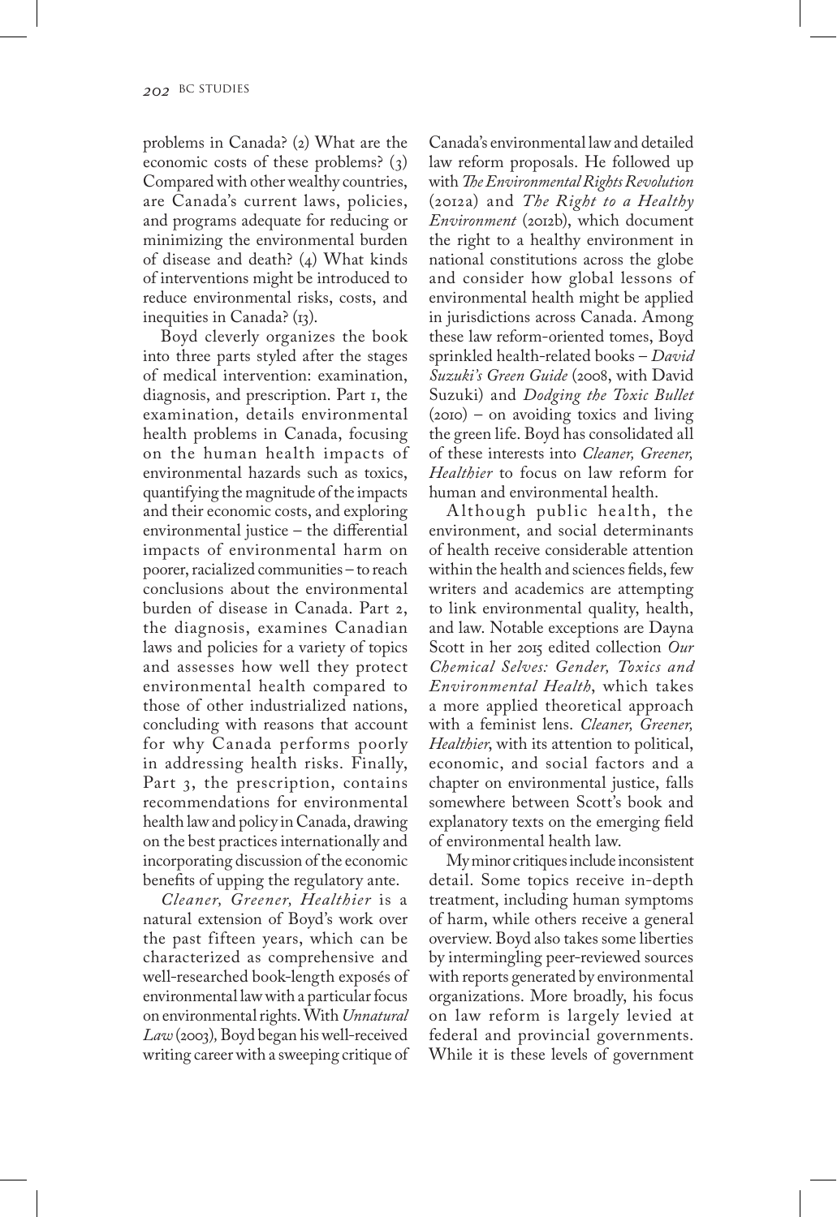problems in Canada? (2) What are the economic costs of these problems? (3) Compared with other wealthy countries, are Canada's current laws, policies, and programs adequate for reducing or minimizing the environmental burden of disease and death? (4) What kinds of interventions might be introduced to reduce environmental risks, costs, and inequities in Canada? (13).

Boyd cleverly organizes the book into three parts styled after the stages of medical intervention: examination, diagnosis, and prescription. Part 1, the examination, details environmental health problems in Canada, focusing on the human health impacts of environmental hazards such as toxics, quantifying the magnitude of the impacts and their economic costs, and exploring environmental justice – the differential impacts of environmental harm on poorer, racialized communities – to reach conclusions about the environmental burden of disease in Canada. Part 2, the diagnosis, examines Canadian laws and policies for a variety of topics and assesses how well they protect environmental health compared to those of other industrialized nations, concluding with reasons that account for why Canada performs poorly in addressing health risks. Finally, Part 3, the prescription, contains recommendations for environmental health law and policy in Canada, drawing on the best practices internationally and incorporating discussion of the economic benefits of upping the regulatory ante.

*Cleaner, Greener, Healthier* is a natural extension of Boyd's work over the past fifteen years, which can be characterized as comprehensive and well-researched book-length exposés of environmental law with a particular focus on environmental rights. With *Unnatural Law* (2003), Boyd began his well-received writing career with a sweeping critique of Canada's environmental law and detailed law reform proposals. He followed up with *The Environmental Rights Revolution* (2012a) and *The Right to a Healthy Environment* (2012b), which document the right to a healthy environment in national constitutions across the globe and consider how global lessons of environmental health might be applied in jurisdictions across Canada. Among these law reform-oriented tomes, Boyd sprinkled health-related books – *David Suzuki's Green Guide* (2008, with David Suzuki) and *Dodging the Toxic Bullet* (2010) – on avoiding toxics and living the green life. Boyd has consolidated all of these interests into *Cleaner, Greener, Healthier* to focus on law reform for human and environmental health.

Although public health, the environment, and social determinants of health receive considerable attention within the health and sciences fields, few writers and academics are attempting to link environmental quality, health, and law. Notable exceptions are Dayna Scott in her 2015 edited collection *Our Chemical Selves: Gender, Toxics and Environmental Health*, which takes a more applied theoretical approach with a feminist lens. *Cleaner, Greener, Healthier*, with its attention to political, economic, and social factors and a chapter on environmental justice, falls somewhere between Scott's book and explanatory texts on the emerging field of environmental health law.

My minor critiques include inconsistent detail. Some topics receive in-depth treatment, including human symptoms of harm, while others receive a general overview. Boyd also takes some liberties by intermingling peer-reviewed sources with reports generated by environmental organizations. More broadly, his focus on law reform is largely levied at federal and provincial governments. While it is these levels of government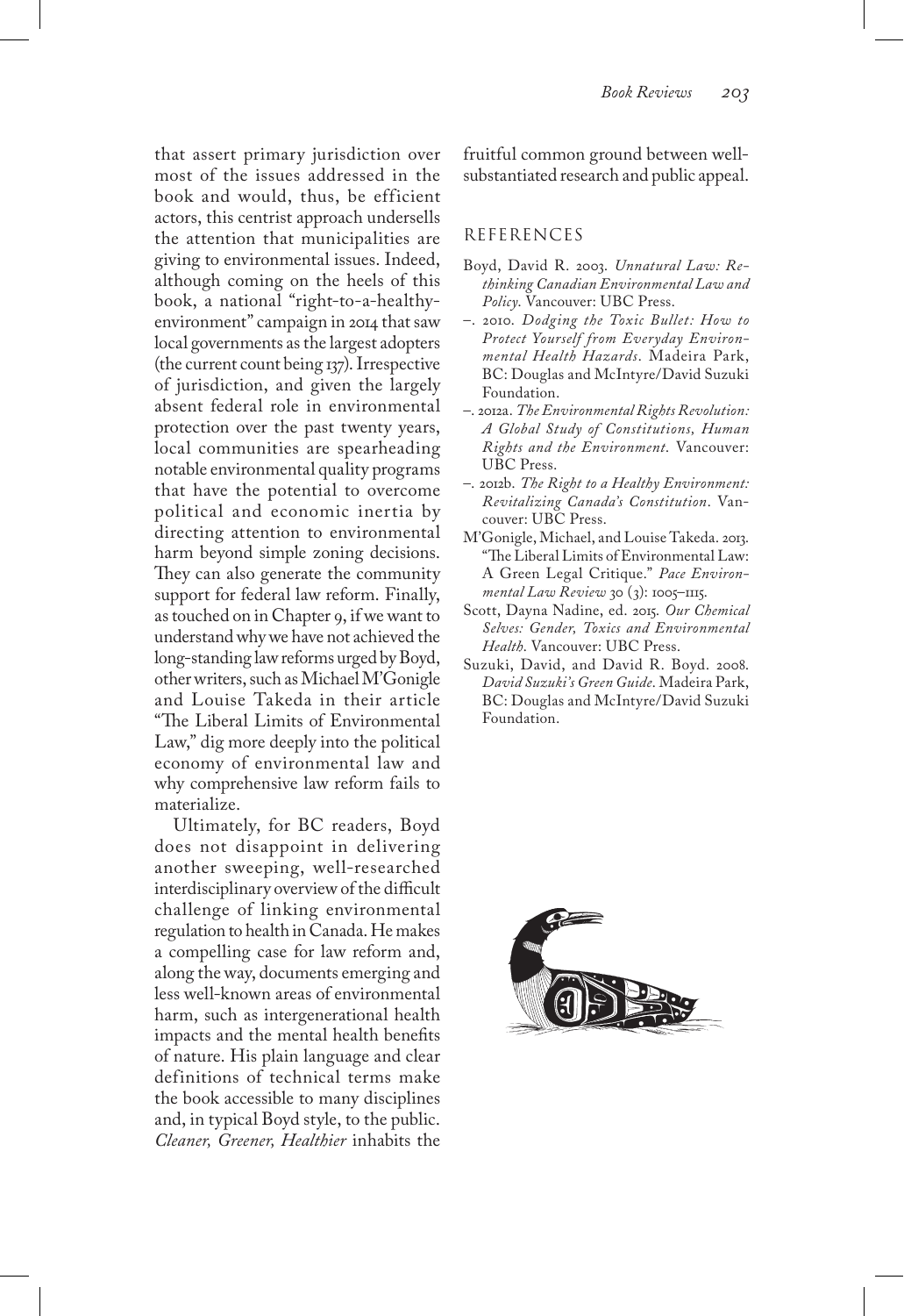that assert primary jurisdiction over most of the issues addressed in the book and would, thus, be efficient actors, this centrist approach undersells the attention that municipalities are giving to environmental issues. Indeed, although coming on the heels of this book, a national "right-to-a-healthy-environment" campaign in 2014 that saw local governments as the largest adopters (the current count being 137). Irrespective of jurisdiction, and given the largely absent federal role in environmental protection over the past twenty years, local communities are spearheading notable environmental quality programs that have the potential to overcome political and economic inertia by directing attention to environmental harm beyond simple zoning decisions. They can also generate the community support for federal law reform. Finally, as touched on in Chapter 9, if we want to understand why we have not achieved the long-standing law reforms urged by Boyd, other writers, such as Michael M'Gonigle and Louise Takeda in their article "The Liberal Limits of Environmental Law," dig more deeply into the political economy of environmental law and why comprehensive law reform fails to materialize.

Ultimately, for BC readers, Boyd does not disappoint in delivering another sweeping, well-researched interdisciplinary overview of the difficult challenge of linking environmental regulation to health in Canada. He makes a compelling case for law reform and, along the way, documents emerging and less well-known areas of environmental harm, such as intergenerational health impacts and the mental health benefits of nature. His plain language and clear definitions of technical terms make the book accessible to many disciplines and, in typical Boyd style, to the public. *Cleaner, Greener, Healthier* inhabits the fruitful common ground between well-substantiated research and public appeal.

## REFERENCES

Boyd, David R. 2003. *Unnatural Law: Rethinking Canadian Environmental Law and Policy*. Vancouver: UBC Press.

–. 2010. *Dodging the Toxic Bullet: How to Protect Yourself from Everyday Environmental Health Hazards*. Madeira Park, BC: Douglas and McIntyre/David Suzuki Foundation.

–. 2012a. *The Environmental Rights Revolution: A Global Study of Constitutions, Human Rights and the Environment*. Vancouver: UBC Press.

–. 2012b. *The Right to a Healthy Environment: Revitalizing Canada's Constitution*. Vancouver: UBC Press.

M'Gonigle, Michael, and Louise Takeda. 2013. "The Liberal Limits of Environmental Law: A Green Legal Critique." *Pace Environmental Law Review* 30 (3): 1005–1115.

Scott, Dayna Nadine, ed. 2015. *Our Chemical Selves: Gender, Toxics and Environmental Health*. Vancouver: UBC Press.

Suzuki, David, and David R. Boyd. 2008. *David Suzuki's Green Guide*. Madeira Park, BC: Douglas and McIntyre/David Suzuki Foundation.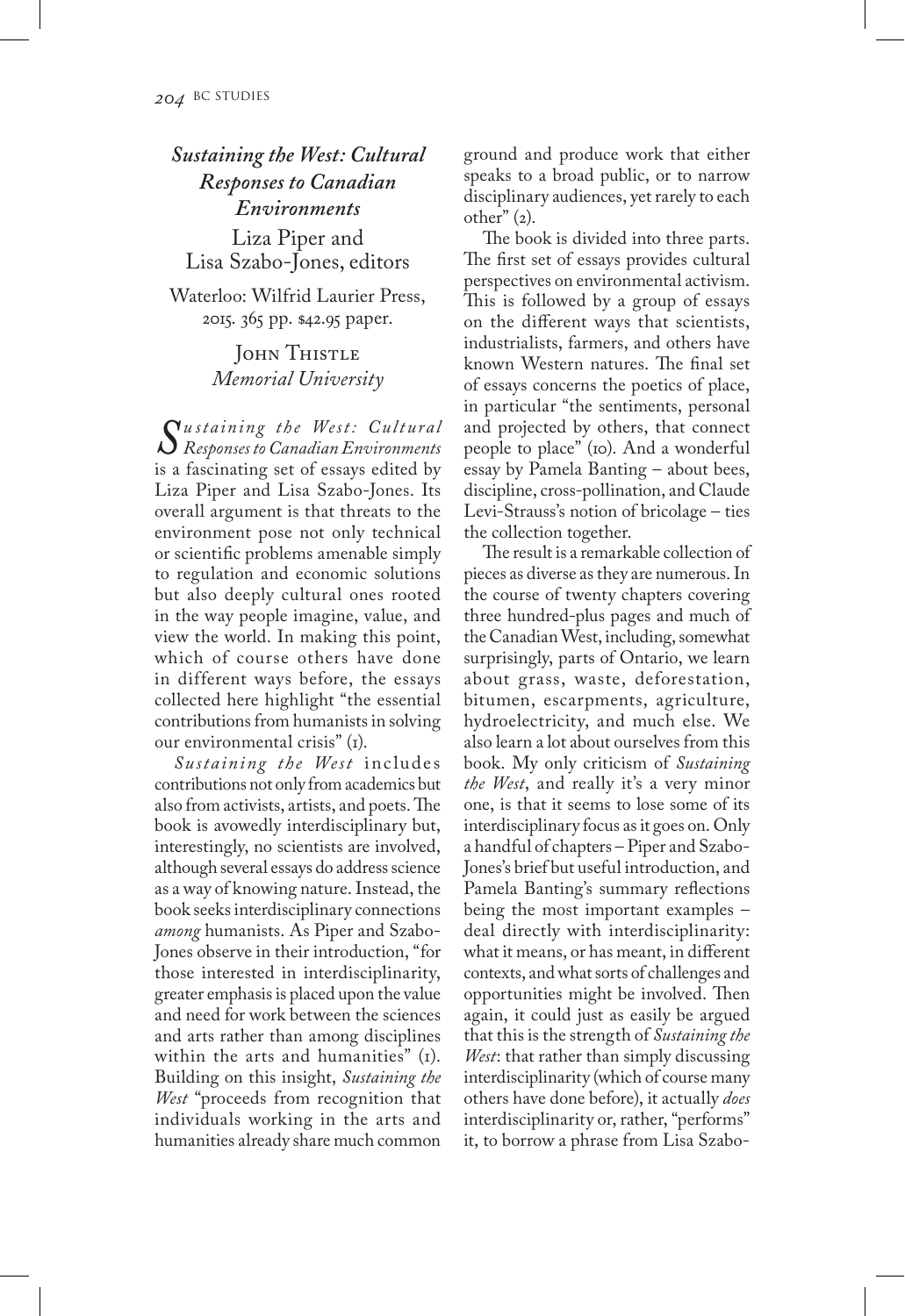## *Sustaining the West: Cultural Responses to Canadian Environments*

Liza Piper and Lisa Szabo-Jones, editors

Waterloo: Wilfrid Laurier Press, 2015. 365 pp. $42.95 paper.

John Thistle
*Memorial University*

*Sustaining the West: Cultural Responses to Canadian Environments* is a fascinating set of essays edited by Liza Piper and Lisa Szabo-Jones. Its overall argument is that threats to the environment pose not only technical or scientific problems amenable simply to regulation and economic solutions but also deeply cultural ones rooted in the way people imagine, value, and view the world. In making this point, which of course others have done in different ways before, the essays collected here highlight "the essential contributions from humanists in solving our environmental crisis" (1).

*Sustaining the West* includes contributions not only from academics but also from activists, artists, and poets. The book is avowedly interdisciplinary but, interestingly, no scientists are involved, although several essays do address science as a way of knowing nature. Instead, the book seeks interdisciplinary connections *among* humanists. As Piper and Szabo-Jones observe in their introduction, "for those interested in interdisciplinarity, greater emphasis is placed upon the value and need for work between the sciences and arts rather than among disciplines within the arts and humanities" (1). Building on this insight, *Sustaining the West* "proceeds from recognition that individuals working in the arts and humanities already share much common ground and produce work that either speaks to a broad public, or to narrow disciplinary audiences, yet rarely to each other" (2).

The book is divided into three parts. The first set of essays provides cultural perspectives on environmental activism. This is followed by a group of essays on the different ways that scientists, industrialists, farmers, and others have known Western natures. The final set of essays concerns the poetics of place, in particular "the sentiments, personal and projected by others, that connect people to place" (10). And a wonderful essay by Pamela Banting – about bees, discipline, cross-pollination, and Claude Levi-Strauss's notion of bricolage – ties the collection together.

The result is a remarkable collection of pieces as diverse as they are numerous. In the course of twenty chapters covering three hundred-plus pages and much of the Canadian West, including, somewhat surprisingly, parts of Ontario, we learn about grass, waste, deforestation, bitumen, escarpments, agriculture, hydroelectricity, and much else. We also learn a lot about ourselves from this book. My only criticism of *Sustaining the West*, and really it's a very minor one, is that it seems to lose some of its interdisciplinary focus as it goes on. Only a handful of chapters – Piper and Szabo-Jones's brief but useful introduction, and Pamela Banting's summary reflections being the most important examples – deal directly with interdisciplinarity: what it means, or has meant, in different contexts, and what sorts of challenges and opportunities might be involved. Then again, it could just as easily be argued that this is the strength of *Sustaining the West*: that rather than simply discussing interdisciplinarity (which of course many others have done before), it actually *does* interdisciplinarity or, rather, "performs" it, to borrow a phrase from Lisa Szabo-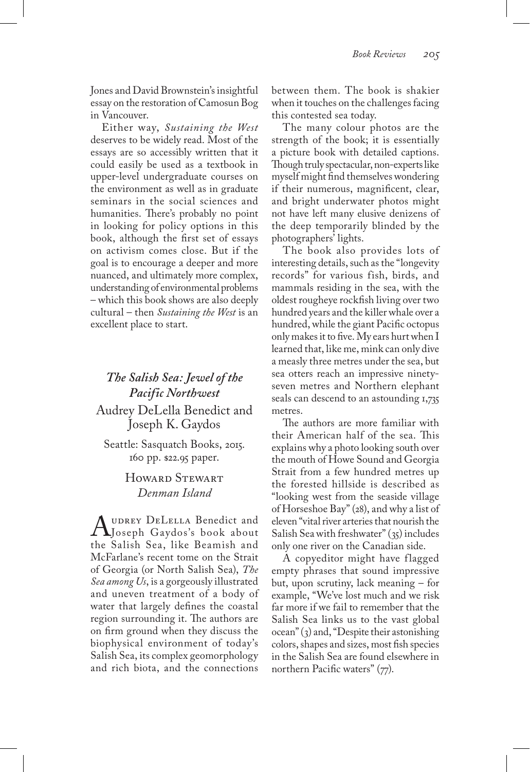Jones and David Brownstein's insightful essay on the restoration of Camosun Bog in Vancouver.

Either way, *Sustaining the West* deserves to be widely read. Most of the essays are so accessibly written that it could easily be used as a textbook in upper-level undergraduate courses on the environment as well as in graduate seminars in the social sciences and humanities. There's probably no point in looking for policy options in this book, although the first set of essays on activism comes close. But if the goal is to encourage a deeper and more nuanced, and ultimately more complex, understanding of environmental problems – which this book shows are also deeply cultural – then *Sustaining the West* is an excellent place to start.

## *The Salish Sea: Jewel of the Pacific Northwest*

Audrey DeLella Benedict and Joseph K. Gaydos

Seattle: Sasquatch Books, 2015. 160 pp. $22.95 paper.

Howard Stewart
*Denman Island*

Audrey DeLella Benedict and Joseph Gaydos's book about the Salish Sea, like Beamish and McFarlane's recent tome on the Strait of Georgia (or North Salish Sea), *The Sea among Us*, is a gorgeously illustrated and uneven treatment of a body of water that largely defines the coastal region surrounding it. The authors are on firm ground when they discuss the biophysical environment of today's Salish Sea, its complex geomorphology and rich biota, and the connections between them. The book is shakier when it touches on the challenges facing this contested sea today.

The many colour photos are the strength of the book; it is essentially a picture book with detailed captions. Though truly spectacular, non-experts like myself might find themselves wondering if their numerous, magnificent, clear, and bright underwater photos might not have left many elusive denizens of the deep temporarily blinded by the photographers' lights.

The book also provides lots of interesting details, such as the "longevity records" for various fish, birds, and mammals residing in the sea, with the oldest rougheye rockfish living over two hundred years and the killer whale over a hundred, while the giant Pacific octopus only makes it to five. My ears hurt when I learned that, like me, mink can only dive a measly three metres under the sea, but sea otters reach an impressive ninety-seven metres and Northern elephant seals can descend to an astounding 1,735 metres.

The authors are more familiar with their American half of the sea. This explains why a photo looking south over the mouth of Howe Sound and Georgia Strait from a few hundred metres up the forested hillside is described as "looking west from the seaside village of Horseshoe Bay" (28), and why a list of eleven "vital river arteries that nourish the Salish Sea with freshwater" (35) includes only one river on the Canadian side.

A copyeditor might have flagged empty phrases that sound impressive but, upon scrutiny, lack meaning – for example, "We've lost much and we risk far more if we fail to remember that the Salish Sea links us to the vast global ocean" (3) and, "Despite their astonishing colors, shapes and sizes, most fish species in the Salish Sea are found elsewhere in northern Pacific waters" (77).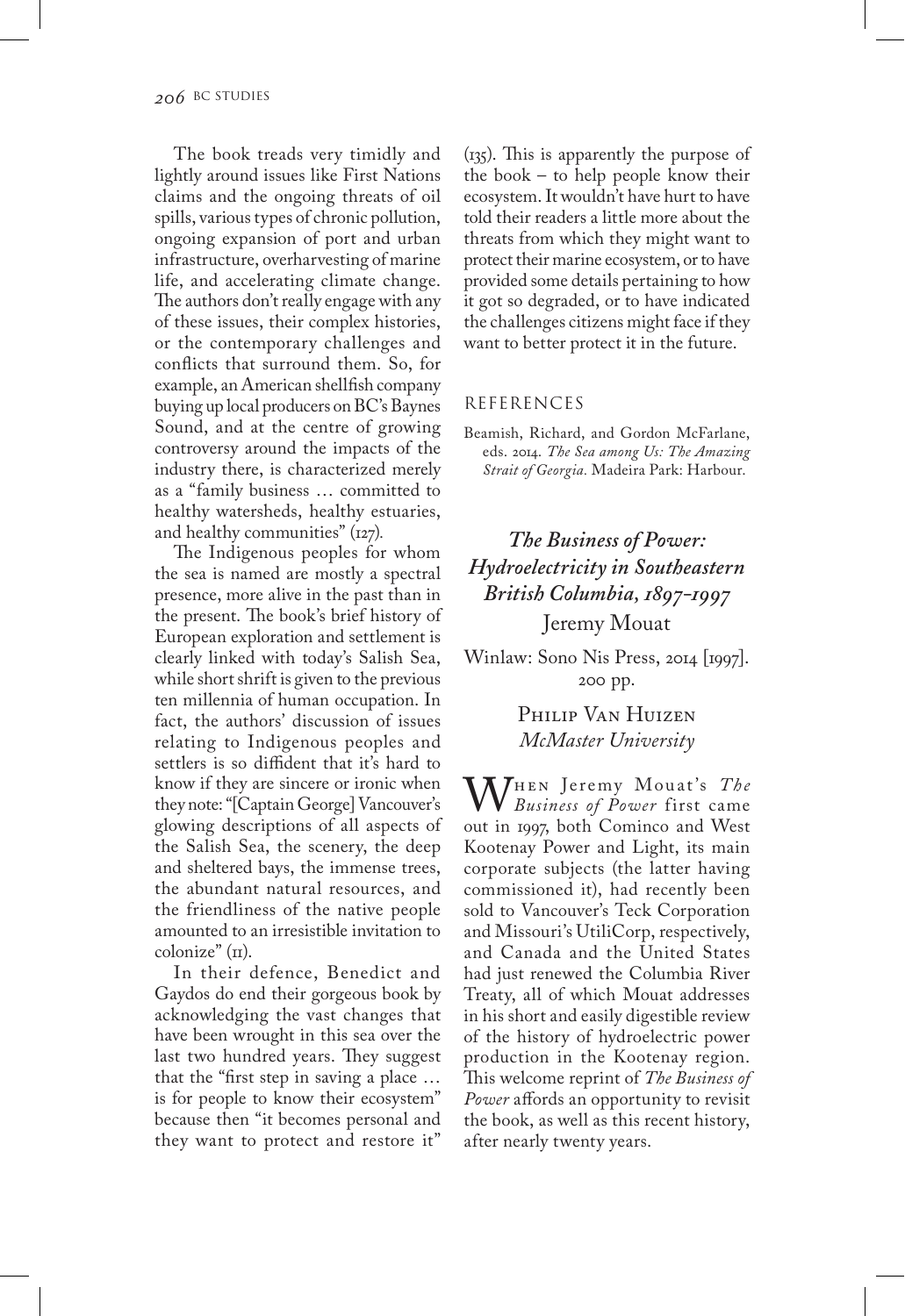The book treads very timidly and lightly around issues like First Nations claims and the ongoing threats of oil spills, various types of chronic pollution, ongoing expansion of port and urban infrastructure, overharvesting of marine life, and accelerating climate change. The authors don't really engage with any of these issues, their complex histories, or the contemporary challenges and conflicts that surround them. So, for example, an American shellfish company buying up local producers on BC's Baynes Sound, and at the centre of growing controversy around the impacts of the industry there, is characterized merely as a "family business … committed to healthy watersheds, healthy estuaries, and healthy communities" (127).

The Indigenous peoples for whom the sea is named are mostly a spectral presence, more alive in the past than in the present. The book's brief history of European exploration and settlement is clearly linked with today's Salish Sea, while short shrift is given to the previous ten millennia of human occupation. In fact, the authors' discussion of issues relating to Indigenous peoples and settlers is so diffident that it's hard to know if they are sincere or ironic when they note: "[Captain George] Vancouver's glowing descriptions of all aspects of the Salish Sea, the scenery, the deep and sheltered bays, the immense trees, the abundant natural resources, and the friendliness of the native people amounted to an irresistible invitation to colonize" (11).

In their defence, Benedict and Gaydos do end their gorgeous book by acknowledging the vast changes that have been wrought in this sea over the last two hundred years. They suggest that the "first step in saving a place … is for people to know their ecosystem" because then "it becomes personal and they want to protect and restore it" (135). This is apparently the purpose of the book – to help people know their ecosystem. It wouldn't have hurt to have told their readers a little more about the threats from which they might want to protect their marine ecosystem, or to have provided some details pertaining to how it got so degraded, or to have indicated the challenges citizens might face if they want to better protect it in the future.

## REFERENCES

Beamish, Richard, and Gordon McFarlane, eds. 2014. *The Sea among Us: The Amazing Strait of Georgia*. Madeira Park: Harbour.

## *The Business of Power: Hydroelectricity in Southeastern British Columbia, 1897-1997*

Jeremy Mouat

Winlaw: Sono Nis Press, 2014 [1997]. 200 pp.

Philip Van Huizen
*McMaster University*

When Jeremy Mouat's *The Business of Power* first came out in 1997, both Cominco and West Kootenay Power and Light, its main corporate subjects (the latter having commissioned it), had recently been sold to Vancouver's Teck Corporation and Missouri's UtiliCorp, respectively, and Canada and the United States had just renewed the Columbia River Treaty, all of which Mouat addresses in his short and easily digestible review of the history of hydroelectric power production in the Kootenay region. This welcome reprint of *The Business of Power* affords an opportunity to revisit the book, as well as this recent history, after nearly twenty years.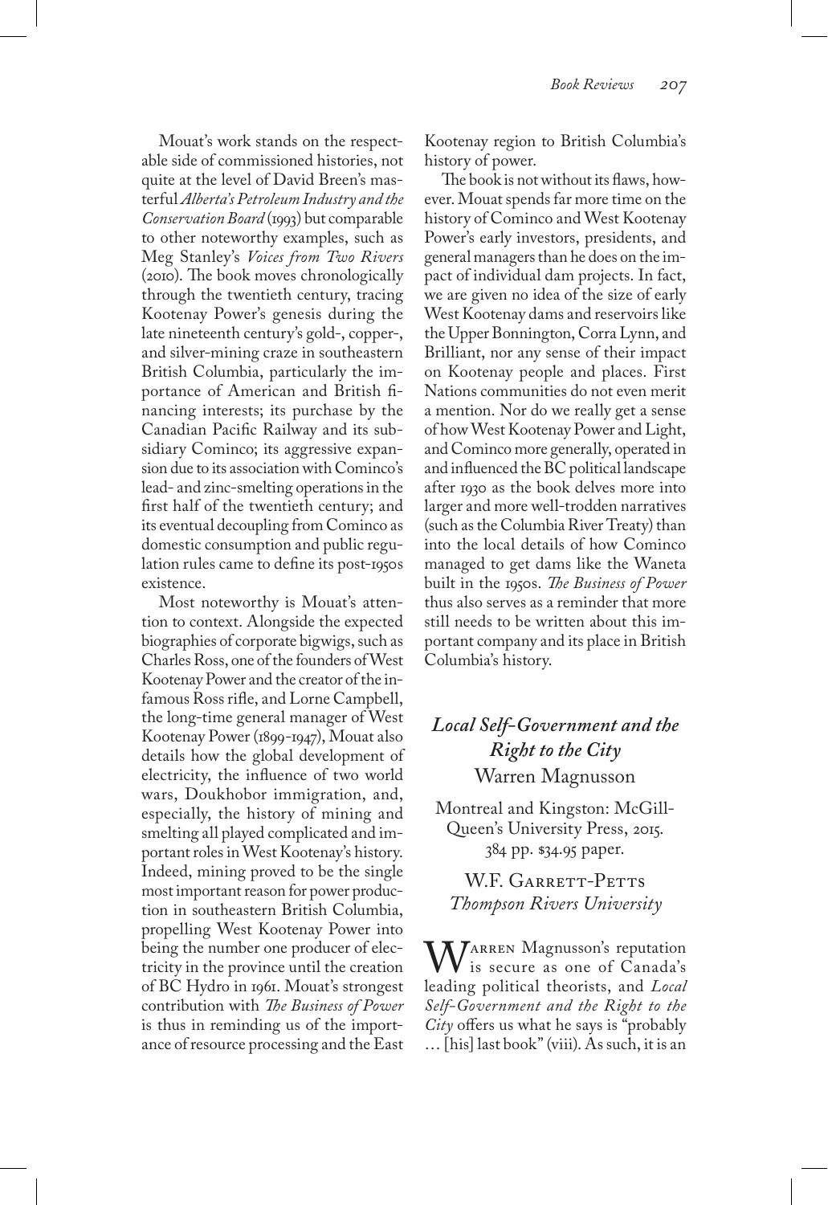Mouat's work stands on the respectable side of commissioned histories, not quite at the level of David Breen's masterful *Alberta's Petroleum Industry and the Conservation Board* (1993) but comparable to other noteworthy examples, such as Meg Stanley's *Voices from Two Rivers* (2010). The book moves chronologically through the twentieth century, tracing Kootenay Power's genesis during the late nineteenth century's gold-, copper-, and silver-mining craze in southeastern British Columbia, particularly the importance of American and British financing interests; its purchase by the Canadian Pacific Railway and its subsidiary Cominco; its aggressive expansion due to its association with Cominco's lead- and zinc-smelting operations in the first half of the twentieth century; and its eventual decoupling from Cominco as domestic consumption and public regulation rules came to define its post-1950s existence.

Most noteworthy is Mouat's attention to context. Alongside the expected biographies of corporate bigwigs, such as Charles Ross, one of the founders of West Kootenay Power and the creator of the infamous Ross rifle, and Lorne Campbell, the long-time general manager of West Kootenay Power (1899-1947), Mouat also details how the global development of electricity, the influence of two world wars, Doukhobor immigration, and, especially, the history of mining and smelting all played complicated and important roles in West Kootenay's history. Indeed, mining proved to be the single most important reason for power production in southeastern British Columbia, propelling West Kootenay Power into being the number one producer of electricity in the province until the creation of BC Hydro in 1961. Mouat's strongest contribution with *The Business of Power* is thus in reminding us of the importance of resource processing and the East Kootenay region to British Columbia's history of power.

The book is not without its flaws, however. Mouat spends far more time on the history of Cominco and West Kootenay Power's early investors, presidents, and general managers than he does on the impact of individual dam projects. In fact, we are given no idea of the size of early West Kootenay dams and reservoirs like the Upper Bonnington, Corra Lynn, and Brilliant, nor any sense of their impact on Kootenay people and places. First Nations communities do not even merit a mention. Nor do we really get a sense of how West Kootenay Power and Light, and Cominco more generally, operated in and influenced the BC political landscape after 1930 as the book delves more into larger and more well-trodden narratives (such as the Columbia River Treaty) than into the local details of how Cominco managed to get dams like the Waneta built in the 1950s. *The Business of Power* thus also serves as a reminder that more still needs to be written about this important company and its place in British Columbia's history.

## *Local Self-Government and the Right to the City*
### Warren Magnusson

Montreal and Kingston: McGill-Queen's University Press, 2015. 384 pp. $34.95 paper.

W.F. Garrett-Petts
*Thompson Rivers University*

Warren Magnusson's reputation is secure as one of Canada's leading political theorists, and *Local Self-Government and the Right to the City* offers us what he says is "probably … [his] last book" (viii). As such, it is an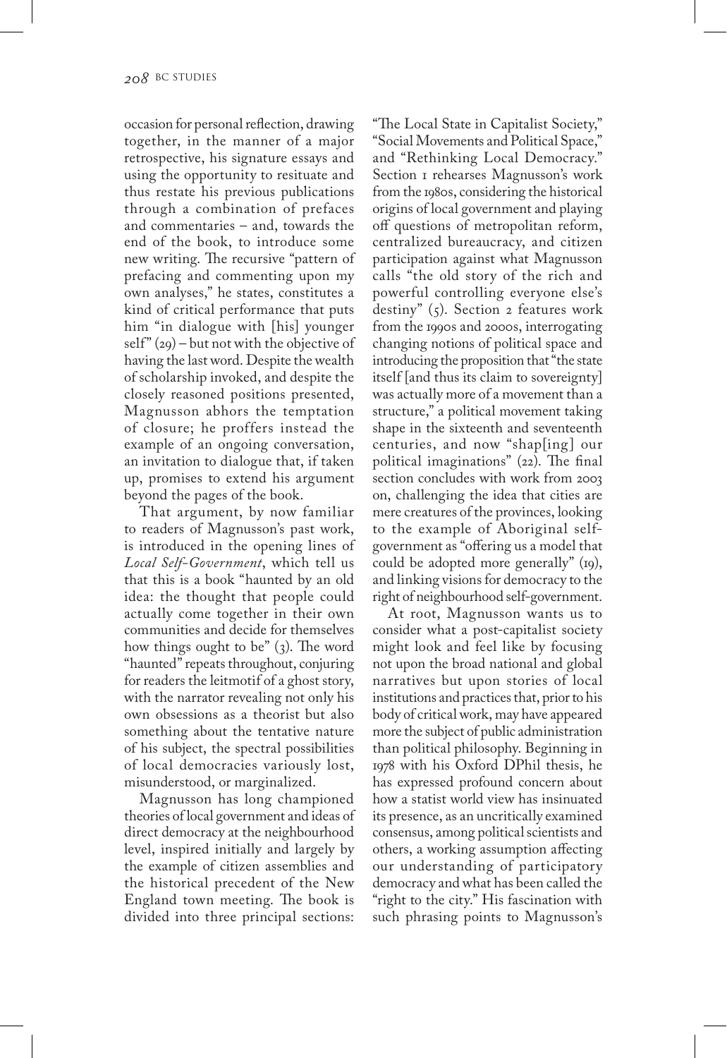occasion for personal reflection, drawing together, in the manner of a major retrospective, his signature essays and using the opportunity to resituate and thus restate his previous publications through a combination of prefaces and commentaries – and, towards the end of the book, to introduce some new writing. The recursive "pattern of prefacing and commenting upon my own analyses," he states, constitutes a kind of critical performance that puts him "in dialogue with [his] younger self" (29) – but not with the objective of having the last word. Despite the wealth of scholarship invoked, and despite the closely reasoned positions presented, Magnusson abhors the temptation of closure; he proffers instead the example of an ongoing conversation, an invitation to dialogue that, if taken up, promises to extend his argument beyond the pages of the book.

That argument, by now familiar to readers of Magnusson's past work, is introduced in the opening lines of *Local Self-Government*, which tell us that this is a book "haunted by an old idea: the thought that people could actually come together in their own communities and decide for themselves how things ought to be" (3). The word "haunted" repeats throughout, conjuring for readers the leitmotif of a ghost story, with the narrator revealing not only his own obsessions as a theorist but also something about the tentative nature of his subject, the spectral possibilities of local democracies variously lost, misunderstood, or marginalized.

Magnusson has long championed theories of local government and ideas of direct democracy at the neighbourhood level, inspired initially and largely by the example of citizen assemblies and the historical precedent of the New England town meeting. The book is divided into three principal sections: "The Local State in Capitalist Society," "Social Movements and Political Space," and "Rethinking Local Democracy." Section 1 rehearses Magnusson's work from the 1980s, considering the historical origins of local government and playing off questions of metropolitan reform, centralized bureaucracy, and citizen participation against what Magnusson calls "the old story of the rich and powerful controlling everyone else's destiny" (5). Section 2 features work from the 1990s and 2000s, interrogating changing notions of political space and introducing the proposition that "the state itself [and thus its claim to sovereignty] was actually more of a movement than a structure," a political movement taking shape in the sixteenth and seventeenth centuries, and now "shap[ing] our political imaginations" (22). The final section concludes with work from 2003 on, challenging the idea that cities are mere creatures of the provinces, looking to the example of Aboriginal self-government as "offering us a model that could be adopted more generally" (19), and linking visions for democracy to the right of neighbourhood self-government.

At root, Magnusson wants us to consider what a post-capitalist society might look and feel like by focusing not upon the broad national and global narratives but upon stories of local institutions and practices that, prior to his body of critical work, may have appeared more the subject of public administration than political philosophy. Beginning in 1978 with his Oxford DPhil thesis, he has expressed profound concern about how a statist world view has insinuated its presence, as an uncritically examined consensus, among political scientists and others, a working assumption affecting our understanding of participatory democracy and what has been called the "right to the city." His fascination with such phrasing points to Magnusson's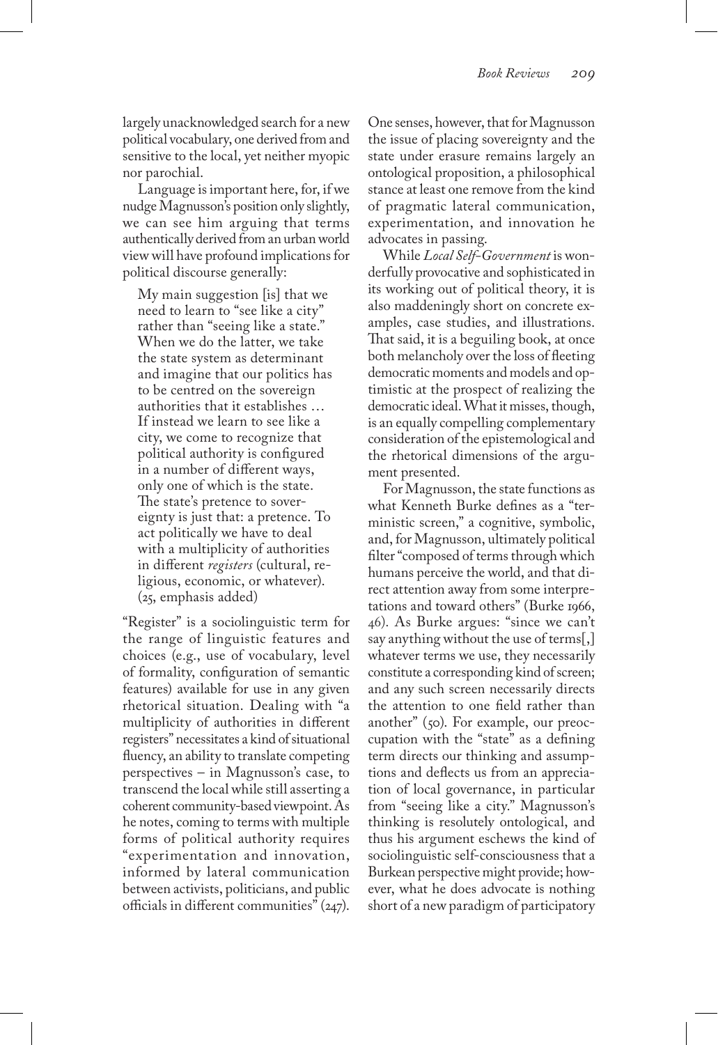largely unacknowledged search for a new political vocabulary, one derived from and sensitive to the local, yet neither myopic nor parochial.

Language is important here, for, if we nudge Magnusson's position only slightly, we can see him arguing that terms authentically derived from an urban world view will have profound implications for political discourse generally:

> My main suggestion [is] that we need to learn to "see like a city" rather than "seeing like a state." When we do the latter, we take the state system as determinant and imagine that our politics has to be centred on the sovereign authorities that it establishes … If instead we learn to see like a city, we come to recognize that political authority is configured in a number of different ways, only one of which is the state. The state's pretence to sovereignty is just that: a pretence. To act politically we have to deal with a multiplicity of authorities in different *registers* (cultural, religious, economic, or whatever). (25, emphasis added)

"Register" is a sociolinguistic term for the range of linguistic features and choices (e.g., use of vocabulary, level of formality, configuration of semantic features) available for use in any given rhetorical situation. Dealing with "a multiplicity of authorities in different registers" necessitates a kind of situational fluency, an ability to translate competing perspectives – in Magnusson's case, to transcend the local while still asserting a coherent community-based viewpoint. As he notes, coming to terms with multiple forms of political authority requires "experimentation and innovation, informed by lateral communication between activists, politicians, and public officials in different communities" (247). One senses, however, that for Magnusson the issue of placing sovereignty and the state under erasure remains largely an ontological proposition, a philosophical stance at least one remove from the kind of pragmatic lateral communication, experimentation, and innovation he advocates in passing.

While *Local Self-Government* is wonderfully provocative and sophisticated in its working out of political theory, it is also maddeningly short on concrete examples, case studies, and illustrations. That said, it is a beguiling book, at once both melancholy over the loss of fleeting democratic moments and models and optimistic at the prospect of realizing the democratic ideal. What it misses, though, is an equally compelling complementary consideration of the epistemological and the rhetorical dimensions of the argument presented.

For Magnusson, the state functions as what Kenneth Burke defines as a "terministic screen," a cognitive, symbolic, and, for Magnusson, ultimately political filter "composed of terms through which humans perceive the world, and that direct attention away from some interpretations and toward others" (Burke 1966, 46). As Burke argues: "since we can't say anything without the use of terms[,] whatever terms we use, they necessarily constitute a corresponding kind of screen; and any such screen necessarily directs the attention to one field rather than another" (50). For example, our preoccupation with the "state" as a defining term directs our thinking and assumptions and deflects us from an appreciation of local governance, in particular from "seeing like a city." Magnusson's thinking is resolutely ontological, and thus his argument eschews the kind of sociolinguistic self-consciousness that a Burkean perspective might provide; however, what he does advocate is nothing short of a new paradigm of participatory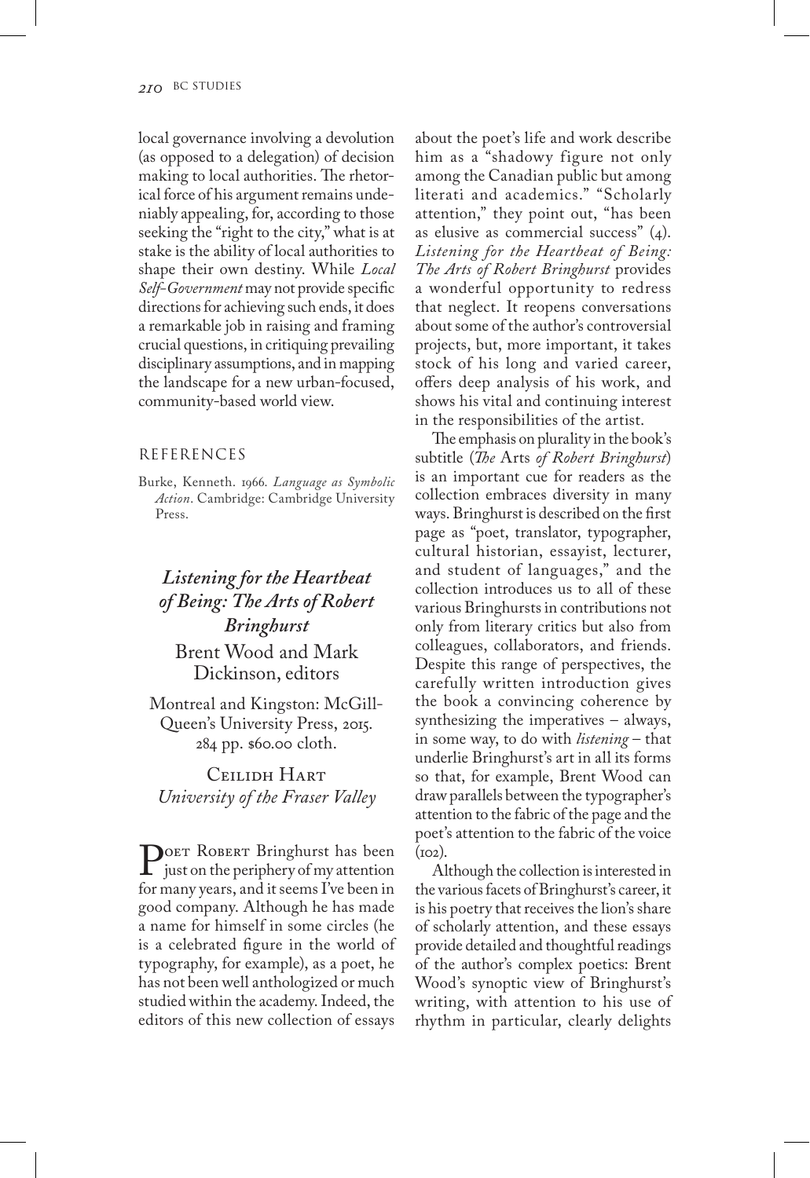local governance involving a devolution (as opposed to a delegation) of decision making to local authorities. The rhetorical force of his argument remains undeniably appealing, for, according to those seeking the "right to the city," what is at stake is the ability of local authorities to shape their own destiny. While *Local Self-Government* may not provide specific directions for achieving such ends, it does a remarkable job in raising and framing crucial questions, in critiquing prevailing disciplinary assumptions, and in mapping the landscape for a new urban-focused, community-based world view.

### REFERENCES

Burke, Kenneth. 1966. *Language as Symbolic Action*. Cambridge: Cambridge University Press.

## *Listening for the Heartbeat of Being: The Arts of Robert Bringhurst*

Brent Wood and Mark Dickinson, editors

Montreal and Kingston: McGill-Queen's University Press, 2015. 284 pp. $60.00 cloth.

Ceilidh Hart
*University of the Fraser Valley*

Poet Robert Bringhurst has been just on the periphery of my attention for many years, and it seems I've been in good company. Although he has made a name for himself in some circles (he is a celebrated figure in the world of typography, for example), as a poet, he has not been well anthologized or much studied within the academy. Indeed, the editors of this new collection of essays about the poet's life and work describe him as a "shadowy figure not only among the Canadian public but among literati and academics." "Scholarly attention," they point out, "has been as elusive as commercial success" (4). *Listening for the Heartbeat of Being: The Arts of Robert Bringhurst* provides a wonderful opportunity to redress that neglect. It reopens conversations about some of the author's controversial projects, but, more important, it takes stock of his long and varied career, offers deep analysis of his work, and shows his vital and continuing interest in the responsibilities of the artist.

The emphasis on plurality in the book's subtitle (*The* Arts *of Robert Bringhurst*) is an important cue for readers as the collection embraces diversity in many ways. Bringhurst is described on the first page as "poet, translator, typographer, cultural historian, essayist, lecturer, and student of languages," and the collection introduces us to all of these various Bringhursts in contributions not only from literary critics but also from colleagues, collaborators, and friends. Despite this range of perspectives, the carefully written introduction gives the book a convincing coherence by synthesizing the imperatives – always, in some way, to do with *listening* – that underlie Bringhurst's art in all its forms so that, for example, Brent Wood can draw parallels between the typographer's attention to the fabric of the page and the poet's attention to the fabric of the voice (102).

Although the collection is interested in the various facets of Bringhurst's career, it is his poetry that receives the lion's share of scholarly attention, and these essays provide detailed and thoughtful readings of the author's complex poetics: Brent Wood's synoptic view of Bringhurst's writing, with attention to his use of rhythm in particular, clearly delights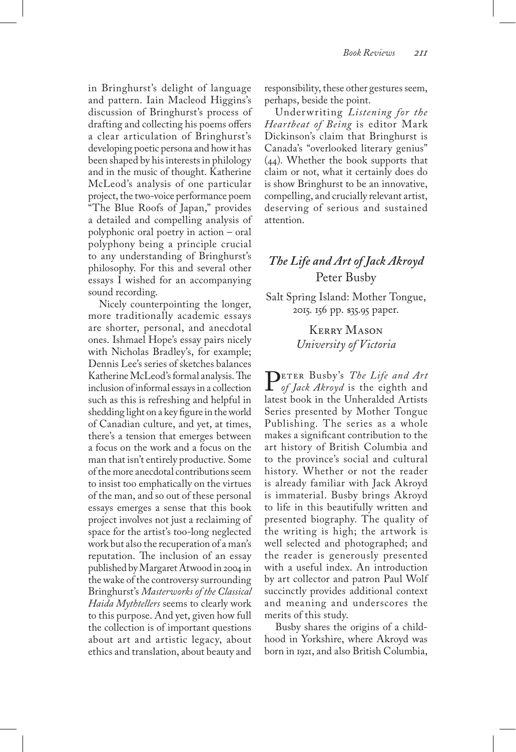in Bringhurst's delight of language and pattern. Iain Macleod Higgins's discussion of Bringhurst's process of drafting and collecting his poems offers a clear articulation of Bringhurst's developing poetic persona and how it has been shaped by his interests in philology and in the music of thought. Katherine McLeod's analysis of one particular project, the two-voice performance poem "The Blue Roofs of Japan," provides a detailed and compelling analysis of polyphonic oral poetry in action – oral polyphony being a principle crucial to any understanding of Bringhurst's philosophy. For this and several other essays I wished for an accompanying sound recording.

Nicely counterpointing the longer, more traditionally academic essays are shorter, personal, and anecdotal ones. Ishmael Hope's essay pairs nicely with Nicholas Bradley's, for example; Dennis Lee's series of sketches balances Katherine McLeod's formal analysis. The inclusion of informal essays in a collection such as this is refreshing and helpful in shedding light on a key figure in the world of Canadian culture, and yet, at times, there's a tension that emerges between a focus on the work and a focus on the man that isn't entirely productive. Some of the more anecdotal contributions seem to insist too emphatically on the virtues of the man, and so out of these personal essays emerges a sense that this book project involves not just a reclaiming of space for the artist's too-long neglected work but also the recuperation of a man's reputation. The inclusion of an essay published by Margaret Atwood in 2004 in the wake of the controversy surrounding Bringhurst's *Masterworks of the Classical Haida Mythtellers* seems to clearly work to this purpose. And yet, given how full the collection is of important questions about art and artistic legacy, about ethics and translation, about beauty and responsibility, these other gestures seem, perhaps, beside the point.

Underwriting *Listening for the Heartbeat of Being* is editor Mark Dickinson's claim that Bringhurst is Canada's "overlooked literary genius" (44). Whether the book supports that claim or not, what it certainly does do is show Bringhurst to be an innovative, compelling, and crucially relevant artist, deserving of serious and sustained attention.

## *The Life and Art of Jack Akroyd*
Peter Busby

Salt Spring Island: Mother Tongue, 2015. 156 pp. $35.95 paper.

Kerry Mason
*University of Victoria*

Peter Busby's *The Life and Art of Jack Akroyd* is the eighth and latest book in the Unheralded Artists Series presented by Mother Tongue Publishing. The series as a whole makes a significant contribution to the art history of British Columbia and to the province's social and cultural history. Whether or not the reader is already familiar with Jack Akroyd is immaterial. Busby brings Akroyd to life in this beautifully written and presented biography. The quality of the writing is high; the artwork is well selected and photographed; and the reader is generously presented with a useful index. An introduction by art collector and patron Paul Wolf succinctly provides additional context and meaning and underscores the merits of this study.

Busby shares the origins of a childhood in Yorkshire, where Akroyd was born in 1921, and also British Columbia,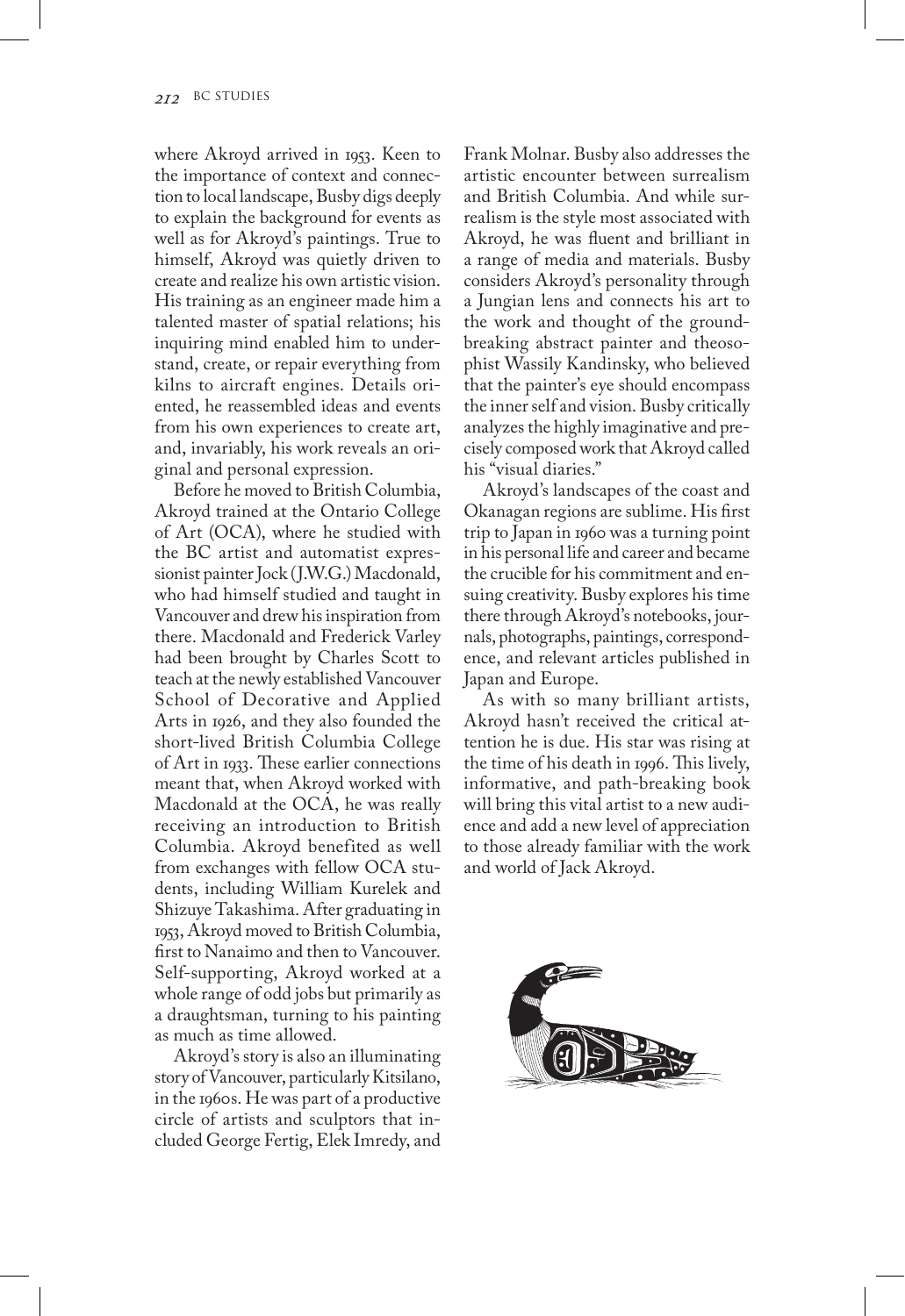where Akroyd arrived in 1953. Keen to the importance of context and connection to local landscape, Busby digs deeply to explain the background for events as well as for Akroyd's paintings. True to himself, Akroyd was quietly driven to create and realize his own artistic vision. His training as an engineer made him a talented master of spatial relations; his inquiring mind enabled him to understand, create, or repair everything from kilns to aircraft engines. Details oriented, he reassembled ideas and events from his own experiences to create art, and, invariably, his work reveals an original and personal expression.

Before he moved to British Columbia, Akroyd trained at the Ontario College of Art (OCA), where he studied with the BC artist and automatist expressionist painter Jock (J.W.G.) Macdonald, who had himself studied and taught in Vancouver and drew his inspiration from there. Macdonald and Frederick Varley had been brought by Charles Scott to teach at the newly established Vancouver School of Decorative and Applied Arts in 1926, and they also founded the short-lived British Columbia College of Art in 1933. These earlier connections meant that, when Akroyd worked with Macdonald at the OCA, he was really receiving an introduction to British Columbia. Akroyd benefited as well from exchanges with fellow OCA students, including William Kurelek and Shizuye Takashima. After graduating in 1953, Akroyd moved to British Columbia, first to Nanaimo and then to Vancouver. Self-supporting, Akroyd worked at a whole range of odd jobs but primarily as a draughtsman, turning to his painting as much as time allowed.

Akroyd's story is also an illuminating story of Vancouver, particularly Kitsilano, in the 1960s. He was part of a productive circle of artists and sculptors that included George Fertig, Elek Imredy, and Frank Molnar. Busby also addresses the artistic encounter between surrealism and British Columbia. And while surrealism is the style most associated with Akroyd, he was fluent and brilliant in a range of media and materials. Busby considers Akroyd's personality through a Jungian lens and connects his art to the work and thought of the groundbreaking abstract painter and theosophist Wassily Kandinsky, who believed that the painter's eye should encompass the inner self and vision. Busby critically analyzes the highly imaginative and precisely composed work that Akroyd called his "visual diaries."

Akroyd's landscapes of the coast and Okanagan regions are sublime. His first trip to Japan in 1960 was a turning point in his personal life and career and became the crucible for his commitment and ensuing creativity. Busby explores his time there through Akroyd's notebooks, journals, photographs, paintings, correspondence, and relevant articles published in Japan and Europe.

As with so many brilliant artists, Akroyd hasn't received the critical attention he is due. His star was rising at the time of his death in 1996. This lively, informative, and path-breaking book will bring this vital artist to a new audience and add a new level of appreciation to those already familiar with the work and world of Jack Akroyd.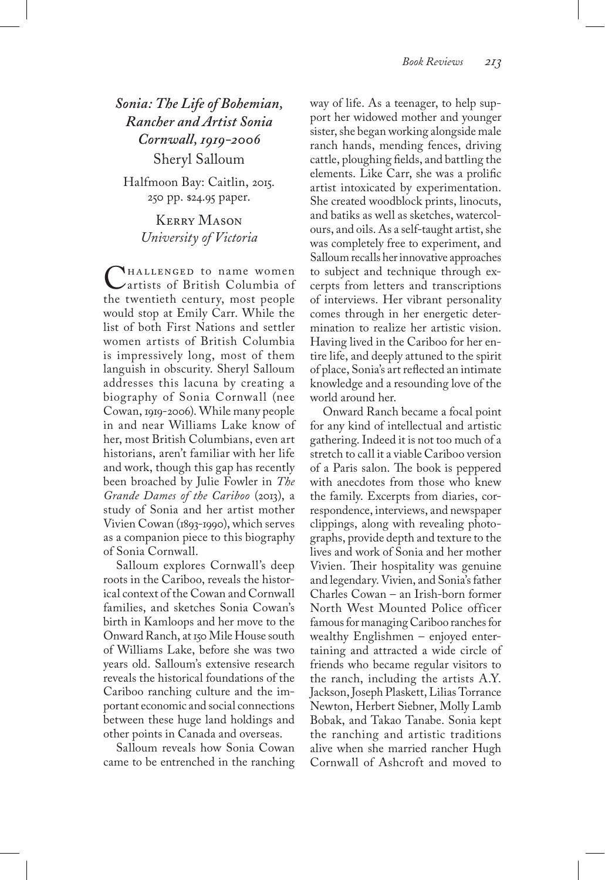### *Sonia: The Life of Bohemian, Rancher and Artist Sonia Cornwall, 1919-2006*

Sheryl Salloum

Halfmoon Bay: Caitlin, 2015. 250 pp. $24.95 paper.

Kerry Mason
*University of Victoria*

Challenged to name women artists of British Columbia of the twentieth century, most people would stop at Emily Carr. While the list of both First Nations and settler women artists of British Columbia is impressively long, most of them languish in obscurity. Sheryl Salloum addresses this lacuna by creating a biography of Sonia Cornwall (nee Cowan, 1919-2006). While many people in and near Williams Lake know of her, most British Columbians, even art historians, aren't familiar with her life and work, though this gap has recently been broached by Julie Fowler in *The Grande Dames of the Cariboo* (2013), a study of Sonia and her artist mother Vivien Cowan (1893-1990), which serves as a companion piece to this biography of Sonia Cornwall.

Salloum explores Cornwall's deep roots in the Cariboo, reveals the historical context of the Cowan and Cornwall families, and sketches Sonia Cowan's birth in Kamloops and her move to the Onward Ranch, at 150 Mile House south of Williams Lake, before she was two years old. Salloum's extensive research reveals the historical foundations of the Cariboo ranching culture and the important economic and social connections between these huge land holdings and other points in Canada and overseas.

Salloum reveals how Sonia Cowan came to be entrenched in the ranching way of life. As a teenager, to help support her widowed mother and younger sister, she began working alongside male ranch hands, mending fences, driving cattle, ploughing fields, and battling the elements. Like Carr, she was a prolific artist intoxicated by experimentation. She created woodblock prints, linocuts, and batiks as well as sketches, watercolours, and oils. As a self-taught artist, she was completely free to experiment, and Salloum recalls her innovative approaches to subject and technique through excerpts from letters and transcriptions of interviews. Her vibrant personality comes through in her energetic determination to realize her artistic vision. Having lived in the Cariboo for her entire life, and deeply attuned to the spirit of place, Sonia's art reflected an intimate knowledge and a resounding love of the world around her.

Onward Ranch became a focal point for any kind of intellectual and artistic gathering. Indeed it is not too much of a stretch to call it a viable Cariboo version of a Paris salon. The book is peppered with anecdotes from those who knew the family. Excerpts from diaries, correspondence, interviews, and newspaper clippings, along with revealing photographs, provide depth and texture to the lives and work of Sonia and her mother Vivien. Their hospitality was genuine and legendary. Vivien, and Sonia's father Charles Cowan – an Irish-born former North West Mounted Police officer famous for managing Cariboo ranches for wealthy Englishmen – enjoyed entertaining and attracted a wide circle of friends who became regular visitors to the ranch, including the artists A.Y. Jackson, Joseph Plaskett, Lilias Torrance Newton, Herbert Siebner, Molly Lamb Bobak, and Takao Tanabe. Sonia kept the ranching and artistic traditions alive when she married rancher Hugh Cornwall of Ashcroft and moved to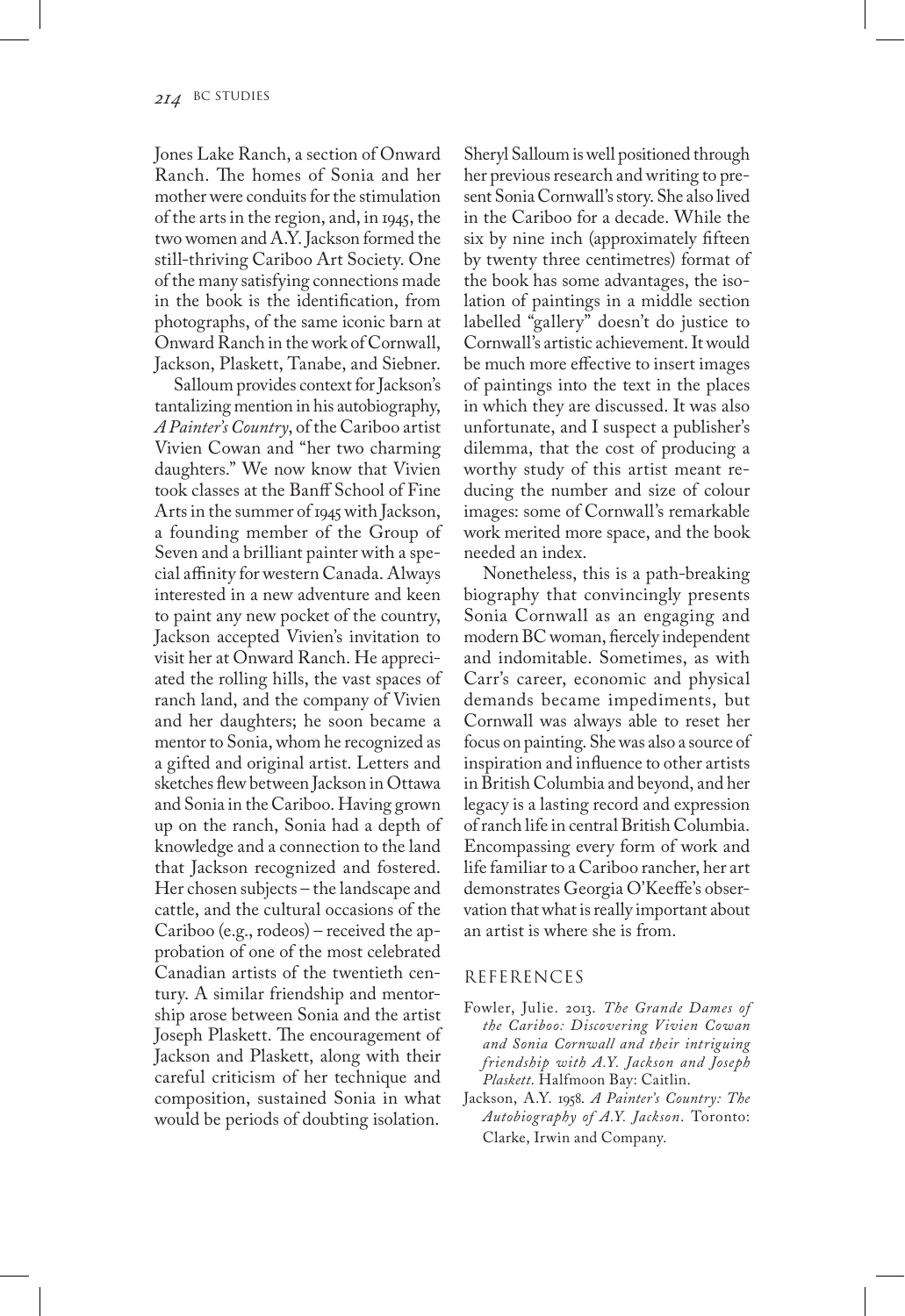Jones Lake Ranch, a section of Onward Ranch. The homes of Sonia and her mother were conduits for the stimulation of the arts in the region, and, in 1945, the two women and A.Y. Jackson formed the still-thriving Cariboo Art Society. One of the many satisfying connections made in the book is the identification, from photographs, of the same iconic barn at Onward Ranch in the work of Cornwall, Jackson, Plaskett, Tanabe, and Siebner.

Salloum provides context for Jackson's tantalizing mention in his autobiography, *A Painter's Country*, of the Cariboo artist Vivien Cowan and "her two charming daughters." We now know that Vivien took classes at the Banff School of Fine Arts in the summer of 1945 with Jackson, a founding member of the Group of Seven and a brilliant painter with a special affinity for western Canada. Always interested in a new adventure and keen to paint any new pocket of the country, Jackson accepted Vivien's invitation to visit her at Onward Ranch. He appreciated the rolling hills, the vast spaces of ranch land, and the company of Vivien and her daughters; he soon became a mentor to Sonia, whom he recognized as a gifted and original artist. Letters and sketches flew between Jackson in Ottawa and Sonia in the Cariboo. Having grown up on the ranch, Sonia had a depth of knowledge and a connection to the land that Jackson recognized and fostered. Her chosen subjects – the landscape and cattle, and the cultural occasions of the Cariboo (e.g., rodeos) – received the approbation of one of the most celebrated Canadian artists of the twentieth century. A similar friendship and mentorship arose between Sonia and the artist Joseph Plaskett. The encouragement of Jackson and Plaskett, along with their careful criticism of her technique and composition, sustained Sonia in what would be periods of doubting isolation.

Sheryl Salloum is well positioned through her previous research and writing to present Sonia Cornwall's story. She also lived in the Cariboo for a decade. While the six by nine inch (approximately fifteen by twenty three centimetres) format of the book has some advantages, the isolation of paintings in a middle section labelled "gallery" doesn't do justice to Cornwall's artistic achievement. It would be much more effective to insert images of paintings into the text in the places in which they are discussed. It was also unfortunate, and I suspect a publisher's dilemma, that the cost of producing a worthy study of this artist meant reducing the number and size of colour images: some of Cornwall's remarkable work merited more space, and the book needed an index.

Nonetheless, this is a path-breaking biography that convincingly presents Sonia Cornwall as an engaging and modern BC woman, fiercely independent and indomitable. Sometimes, as with Carr's career, economic and physical demands became impediments, but Cornwall was always able to reset her focus on painting. She was also a source of inspiration and influence to other artists in British Columbia and beyond, and her legacy is a lasting record and expression of ranch life in central British Columbia. Encompassing every form of work and life familiar to a Cariboo rancher, her art demonstrates Georgia O'Keeffe's observation that what is really important about an artist is where she is from.

## REFERENCES

Fowler, Julie. 2013. *The Grande Dames of the Cariboo: Discovering Vivien Cowan and Sonia Cornwall and their intriguing friendship with A.Y. Jackson and Joseph Plaskett*. Halfmoon Bay: Caitlin.

Jackson, A.Y. 1958. *A Painter's Country: The Autobiography of A.Y. Jackson*. Toronto: Clarke, Irwin and Company.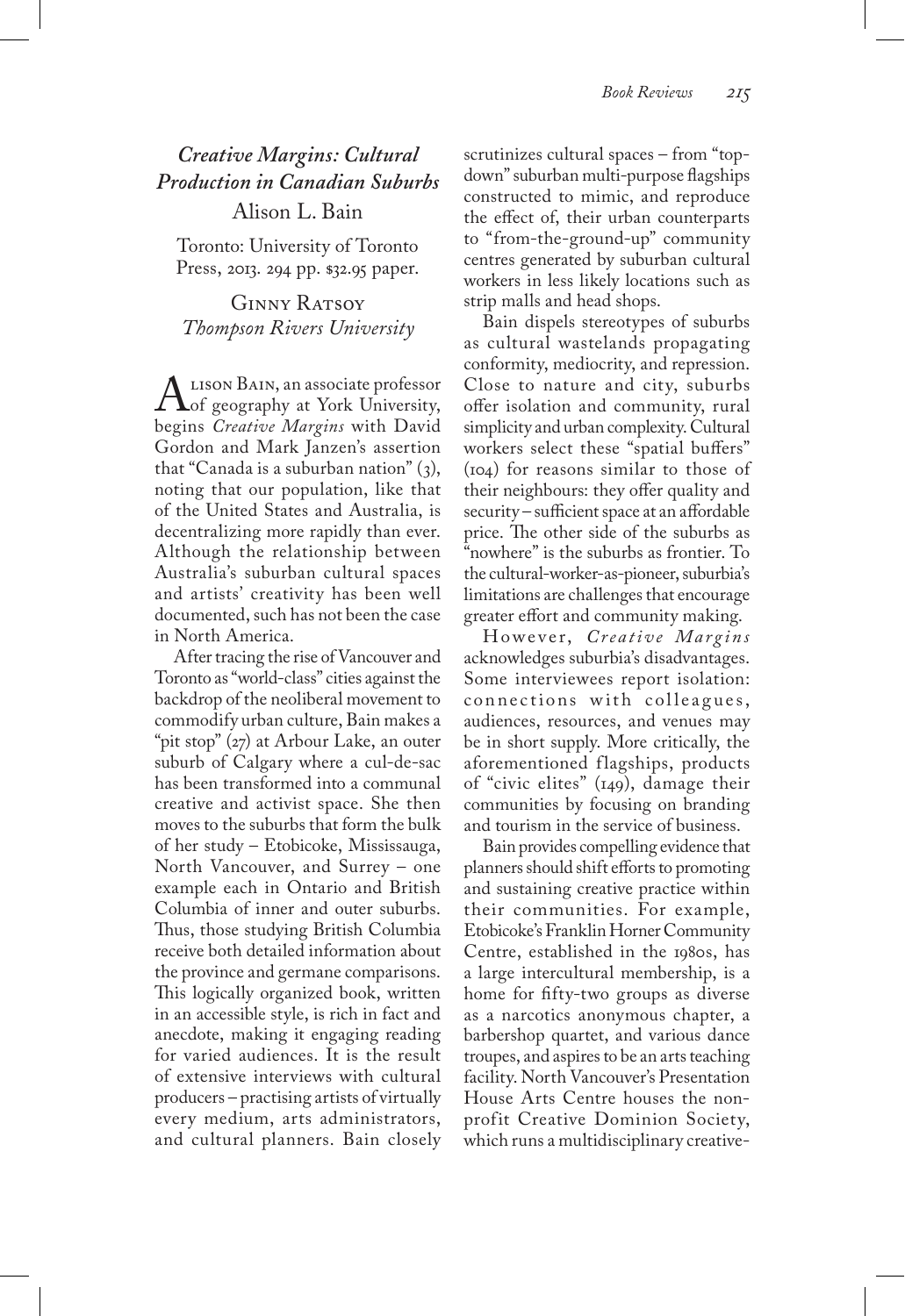## *Creative Margins: Cultural Production in Canadian Suburbs*
Alison L. Bain

Toronto: University of Toronto Press, 2013. 294 pp. $32.95 paper.

Ginny Ratsoy
*Thompson Rivers University*

Alison Bain, an associate professor of geography at York University, begins *Creative Margins* with David Gordon and Mark Janzen's assertion that "Canada is a suburban nation" (3), noting that our population, like that of the United States and Australia, is decentralizing more rapidly than ever. Although the relationship between Australia's suburban cultural spaces and artists' creativity has been well documented, such has not been the case in North America.

After tracing the rise of Vancouver and Toronto as "world-class" cities against the backdrop of the neoliberal movement to commodify urban culture, Bain makes a "pit stop" (27) at Arbour Lake, an outer suburb of Calgary where a cul-de-sac has been transformed into a communal creative and activist space. She then moves to the suburbs that form the bulk of her study – Etobicoke, Mississauga, North Vancouver, and Surrey – one example each in Ontario and British Columbia of inner and outer suburbs. Thus, those studying British Columbia receive both detailed information about the province and germane comparisons. This logically organized book, written in an accessible style, is rich in fact and anecdote, making it engaging reading for varied audiences. It is the result of extensive interviews with cultural producers – practising artists of virtually every medium, arts administrators, and cultural planners. Bain closely scrutinizes cultural spaces – from "top-down" suburban multi-purpose flagships constructed to mimic, and reproduce the effect of, their urban counterparts to "from-the-ground-up" community centres generated by suburban cultural workers in less likely locations such as strip malls and head shops.

Bain dispels stereotypes of suburbs as cultural wastelands propagating conformity, mediocrity, and repression. Close to nature and city, suburbs offer isolation and community, rural simplicity and urban complexity. Cultural workers select these "spatial buffers" (104) for reasons similar to those of their neighbours: they offer quality and security – sufficient space at an affordable price. The other side of the suburbs as "nowhere" is the suburbs as frontier. To the cultural-worker-as-pioneer, suburbia's limitations are challenges that encourage greater effort and community making.

However, *Creative Margins* acknowledges suburbia's disadvantages. Some interviewees report isolation: connections with colleagues, audiences, resources, and venues may be in short supply. More critically, the aforementioned flagships, products of "civic elites" (149), damage their communities by focusing on branding and tourism in the service of business.

Bain provides compelling evidence that planners should shift efforts to promoting and sustaining creative practice within their communities. For example, Etobicoke's Franklin Horner Community Centre, established in the 1980s, has a large intercultural membership, is a home for fifty-two groups as diverse as a narcotics anonymous chapter, a barbershop quartet, and various dance troupes, and aspires to be an arts teaching facility. North Vancouver's Presentation House Arts Centre houses the non-profit Creative Dominion Society, which runs a multidisciplinary creative-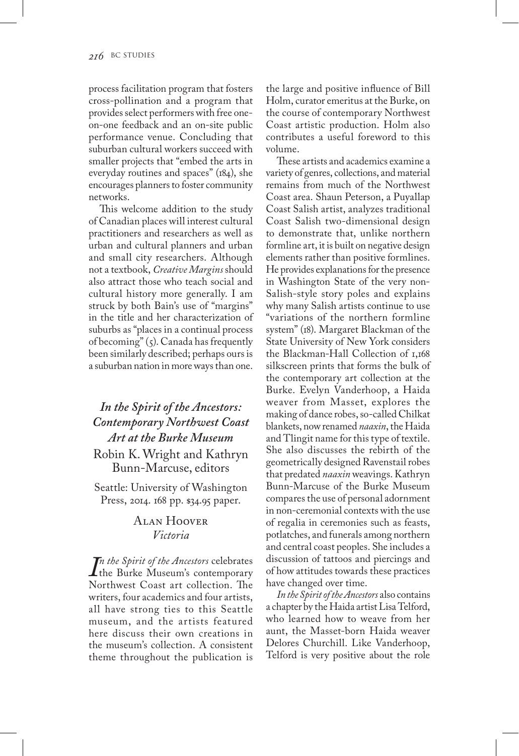process facilitation program that fosters cross-pollination and a program that provides select performers with free one-on-one feedback and an on-site public performance venue. Concluding that suburban cultural workers succeed with smaller projects that "embed the arts in everyday routines and spaces" (184), she encourages planners to foster community networks.

This welcome addition to the study of Canadian places will interest cultural practitioners and researchers as well as urban and cultural planners and urban and small city researchers. Although not a textbook, *Creative Margins* should also attract those who teach social and cultural history more generally. I am struck by both Bain's use of "margins" in the title and her characterization of suburbs as "places in a continual process of becoming" (5). Canada has frequently been similarly described; perhaps ours is a suburban nation in more ways than one.

## *In the Spirit of the Ancestors: Contemporary Northwest Coast Art at the Burke Museum*

Robin K. Wright and Kathryn Bunn-Marcuse, editors

Seattle: University of Washington Press, 2014. 168 pp. $34.95 paper.

Alan Hoover
*Victoria*

*In the Spirit of the Ancestors* celebrates the Burke Museum's contemporary Northwest Coast art collection. The writers, four academics and four artists, all have strong ties to this Seattle museum, and the artists featured here discuss their own creations in the museum's collection. A consistent theme throughout the publication is the large and positive influence of Bill Holm, curator emeritus at the Burke, on the course of contemporary Northwest Coast artistic production. Holm also contributes a useful foreword to this volume.

These artists and academics examine a variety of genres, collections, and material remains from much of the Northwest Coast area. Shaun Peterson, a Puyallap Coast Salish artist, analyzes traditional Coast Salish two-dimensional design to demonstrate that, unlike northern formline art, it is built on negative design elements rather than positive formlines. He provides explanations for the presence in Washington State of the very non-Salish-style story poles and explains why many Salish artists continue to use "variations of the northern formline system" (18). Margaret Blackman of the State University of New York considers the Blackman-Hall Collection of 1,168 silkscreen prints that forms the bulk of the contemporary art collection at the Burke. Evelyn Vanderhoop, a Haida weaver from Masset, explores the making of dance robes, so-called Chilkat blankets, now renamed *naaxin*, the Haida and Tlingit name for this type of textile. She also discusses the rebirth of the geometrically designed Ravenstail robes that predated *naaxin* weavings. Kathryn Bunn-Marcuse of the Burke Museum compares the use of personal adornment in non-ceremonial contexts with the use of regalia in ceremonies such as feasts, potlatches, and funerals among northern and central coast peoples. She includes a discussion of tattoos and piercings and of how attitudes towards these practices have changed over time.

*In the Spirit of the Ancestors* also contains a chapter by the Haida artist Lisa Telford, who learned how to weave from her aunt, the Masset-born Haida weaver Delores Churchill. Like Vanderhoop, Telford is very positive about the role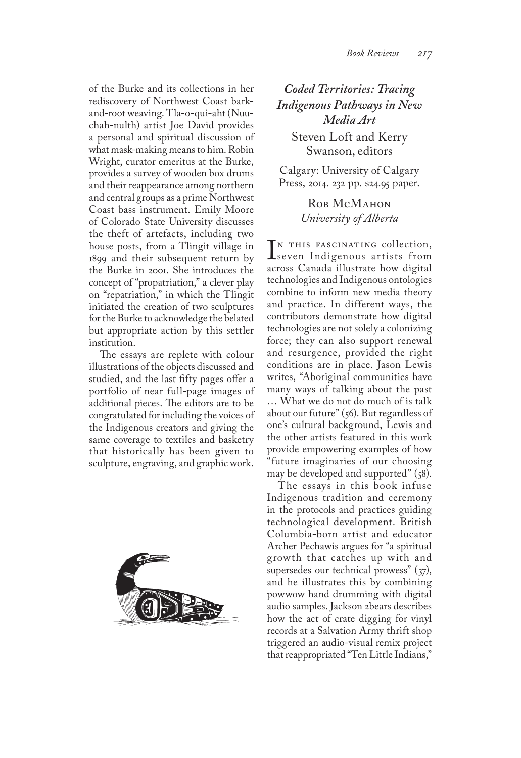of the Burke and its collections in her rediscovery of Northwest Coast bark-and-root weaving. Tla-o-qui-aht (Nuu-chah-nulth) artist Joe David provides a personal and spiritual discussion of what mask-making means to him. Robin Wright, curator emeritus at the Burke, provides a survey of wooden box drums and their reappearance among northern and central groups as a prime Northwest Coast bass instrument. Emily Moore of Colorado State University discusses the theft of artefacts, including two house posts, from a Tlingit village in 1899 and their subsequent return by the Burke in 2001. She introduces the concept of "propatriation," a clever play on "repatriation," in which the Tlingit initiated the creation of two sculptures for the Burke to acknowledge the belated but appropriate action by this settler institution.

The essays are replete with colour illustrations of the objects discussed and studied, and the last fifty pages offer a portfolio of near full-page images of additional pieces. The editors are to be congratulated for including the voices of the Indigenous creators and giving the same coverage to textiles and basketry that historically has been given to sculpture, engraving, and graphic work.

## *Coded Territories: Tracing Indigenous Pathways in New Media Art*

Steven Loft and Kerry Swanson, editors

Calgary: University of Calgary Press, 2014. 232 pp. $24.95 paper.

Rob McMahon
*University of Alberta*

In this fascinating collection, seven Indigenous artists from across Canada illustrate how digital technologies and Indigenous ontologies combine to inform new media theory and practice. In different ways, the contributors demonstrate how digital technologies are not solely a colonizing force; they can also support renewal and resurgence, provided the right conditions are in place. Jason Lewis writes, "Aboriginal communities have many ways of talking about the past … What we do not do much of is talk about our future" (56). But regardless of one's cultural background, Lewis and the other artists featured in this work provide empowering examples of how "future imaginaries of our choosing may be developed and supported" (58).

The essays in this book infuse Indigenous tradition and ceremony in the protocols and practices guiding technological development. British Columbia-born artist and educator Archer Pechawis argues for "a spiritual growth that catches up with and supersedes our technical prowess" (37), and he illustrates this by combining powwow hand drumming with digital audio samples. Jackson 2bears describes how the act of crate digging for vinyl records at a Salvation Army thrift shop triggered an audio-visual remix project that reappropriated "Ten Little Indians,"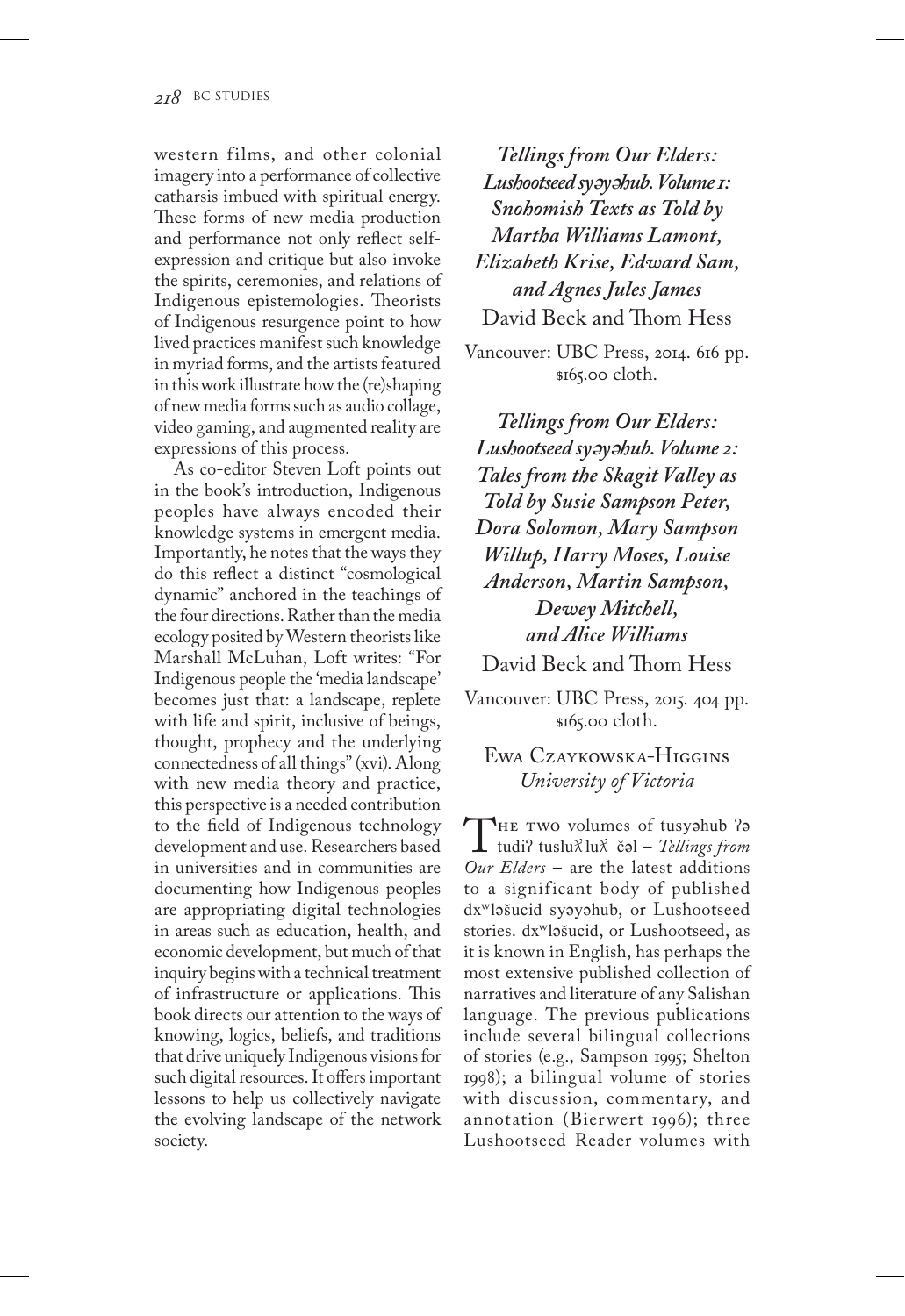western films, and other colonial imagery into a performance of collective catharsis imbued with spiritual energy. These forms of new media production and performance not only reflect self-expression and critique but also invoke the spirits, ceremonies, and relations of Indigenous epistemologies. Theorists of Indigenous resurgence point to how lived practices manifest such knowledge in myriad forms, and the artists featured in this work illustrate how the (re)shaping of new media forms such as audio collage, video gaming, and augmented reality are expressions of this process.

As co-editor Steven Loft points out in the book's introduction, Indigenous peoples have always encoded their knowledge systems in emergent media. Importantly, he notes that the ways they do this reflect a distinct "cosmological dynamic" anchored in the teachings of the four directions. Rather than the media ecology posited by Western theorists like Marshall McLuhan, Loft writes: "For Indigenous people the 'media landscape' becomes just that: a landscape, replete with life and spirit, inclusive of beings, thought, prophecy and the underlying connectedness of all things" (xvi). Along with new media theory and practice, this perspective is a needed contribution to the field of Indigenous technology development and use. Researchers based in universities and in communities are documenting how Indigenous peoples are appropriating digital technologies in areas such as education, health, and economic development, but much of that inquiry begins with a technical treatment of infrastructure or applications. This book directs our attention to the ways of knowing, logics, beliefs, and traditions that drive uniquely Indigenous visions for such digital resources. It offers important lessons to help us collectively navigate the evolving landscape of the network society.

***Tellings from Our Elders: Lushootseed syəyəhub. Volume 1: Snohomish Texts as Told by Martha Williams Lamont, Elizabeth Krise, Edward Sam, and Agnes Jules James***
David Beck and Thom Hess

Vancouver: UBC Press, 2014. 616 pp. $165.00 cloth.

***Tellings from Our Elders: Lushootseed syəyəhub. Volume 2: Tales from the Skagit Valley as Told by Susie Sampson Peter, Dora Solomon, Mary Sampson Willup, Harry Moses, Louise Anderson, Martin Sampson, Dewey Mitchell, and Alice Williams***
David Beck and Thom Hess

Vancouver: UBC Press, 2015. 404 pp. $165.00 cloth.

Ewa Czaykowska-Higgins
*University of Victoria*

The two volumes of tusyəhub ʔə tudiʔ tusluƛ̓luƛ̓ čəl – *Tellings from Our Elders* – are the latest additions to a significant body of published dxʷləšucid syəyəhub, or Lushootseed stories. dxʷləšucid, or Lushootseed, as it is known in English, has perhaps the most extensive published collection of narratives and literature of any Salishan language. The previous publications include several bilingual collections of stories (e.g., Sampson 1995; Shelton 1998); a bilingual volume of stories with discussion, commentary, and annotation (Bierwert 1996); three Lushootseed Reader volumes with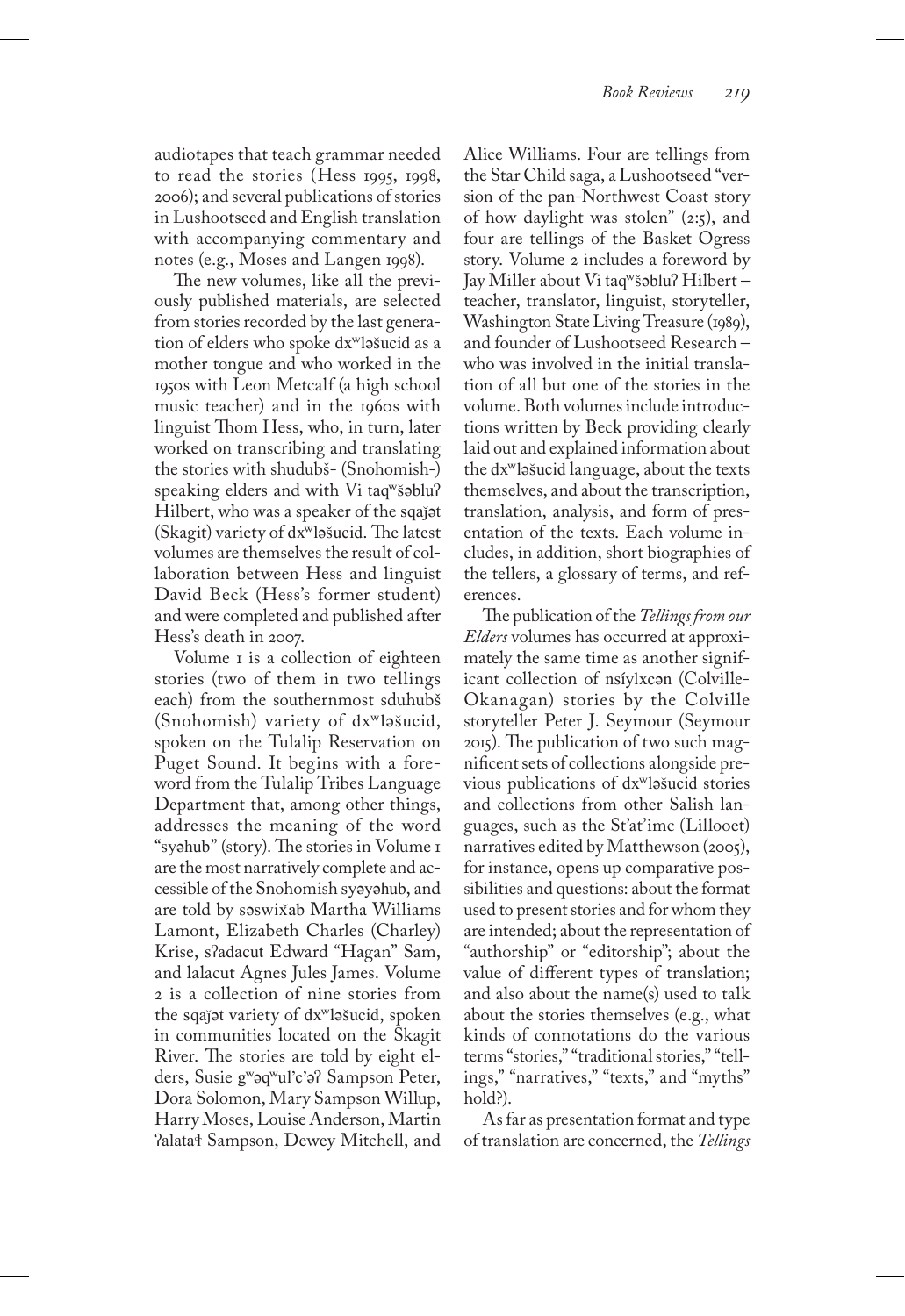audiotapes that teach grammar needed to read the stories (Hess 1995, 1998, 2006); and several publications of stories in Lushootseed and English translation with accompanying commentary and notes (e.g., Moses and Langen 1998).

The new volumes, like all the previously published materials, are selected from stories recorded by the last generation of elders who spoke dxʷləšucid as a mother tongue and who worked in the 1950s with Leon Metcalf (a high school music teacher) and in the 1960s with linguist Thom Hess, who, in turn, later worked on transcribing and translating the stories with shudubš- (Snohomish-) speaking elders and with Vi taqʷšəbluʔ Hilbert, who was a speaker of the sqaǰət (Skagit) variety of dxʷləšucid. The latest volumes are themselves the result of collaboration between Hess and linguist David Beck (Hess's former student) and were completed and published after Hess's death in 2007.

Volume 1 is a collection of eighteen stories (two of them in two tellings each) from the southernmost sduhubš (Snohomish) variety of dxʷləšucid, spoken on the Tulalip Reservation on Puget Sound. It begins with a foreword from the Tulalip Tribes Language Department that, among other things, addresses the meaning of the word "syəhub" (story). The stories in Volume 1 are the most narratively complete and accessible of the Snohomish syəyəhub, and are told by səswix̌ab Martha Williams Lamont, Elizabeth Charles (Charley) Krise, sʔadacut Edward "Hagan" Sam, and lalacut Agnes Jules James. Volume 2 is a collection of nine stories from the sqaǰət variety of dxʷləšucid, spoken in communities located on the Skagit River. The stories are told by eight elders, Susie gʷəqʷulˀcˀəʔ Sampson Peter, Dora Solomon, Mary Sampson Willup, Harry Moses, Louise Anderson, Martin ʔalataɬ Sampson, Dewey Mitchell, and Alice Williams. Four are tellings from the Star Child saga, a Lushootseed "version of the pan-Northwest Coast story of how daylight was stolen" (2:5), and four are tellings of the Basket Ogress story. Volume 2 includes a foreword by Jay Miller about Vi taqʷšəbluʔ Hilbert – teacher, translator, linguist, storyteller, Washington State Living Treasure (1989), and founder of Lushootseed Research – who was involved in the initial translation of all but one of the stories in the volume. Both volumes include introductions written by Beck providing clearly laid out and explained information about the dxʷləšucid language, about the texts themselves, and about the transcription, translation, analysis, and form of presentation of the texts. Each volume includes, in addition, short biographies of the tellers, a glossary of terms, and references.

The publication of the *Tellings from our Elders* volumes has occurred at approximately the same time as another significant collection of nsíylxcən (Colville-Okanagan) stories by the Colville storyteller Peter J. Seymour (Seymour 2015). The publication of two such magnificent sets of collections alongside previous publications of dxʷləšucid stories and collections from other Salish languages, such as the St'at'imc (Lillooet) narratives edited by Matthewson (2005), for instance, opens up comparative possibilities and questions: about the format used to present stories and for whom they are intended; about the representation of "authorship" or "editorship"; about the value of different types of translation; and also about the name(s) used to talk about the stories themselves (e.g., what kinds of connotations do the various terms "stories," "traditional stories," "tellings," "narratives," "texts," and "myths" hold?).

As far as presentation format and type of translation are concerned, the *Tellings*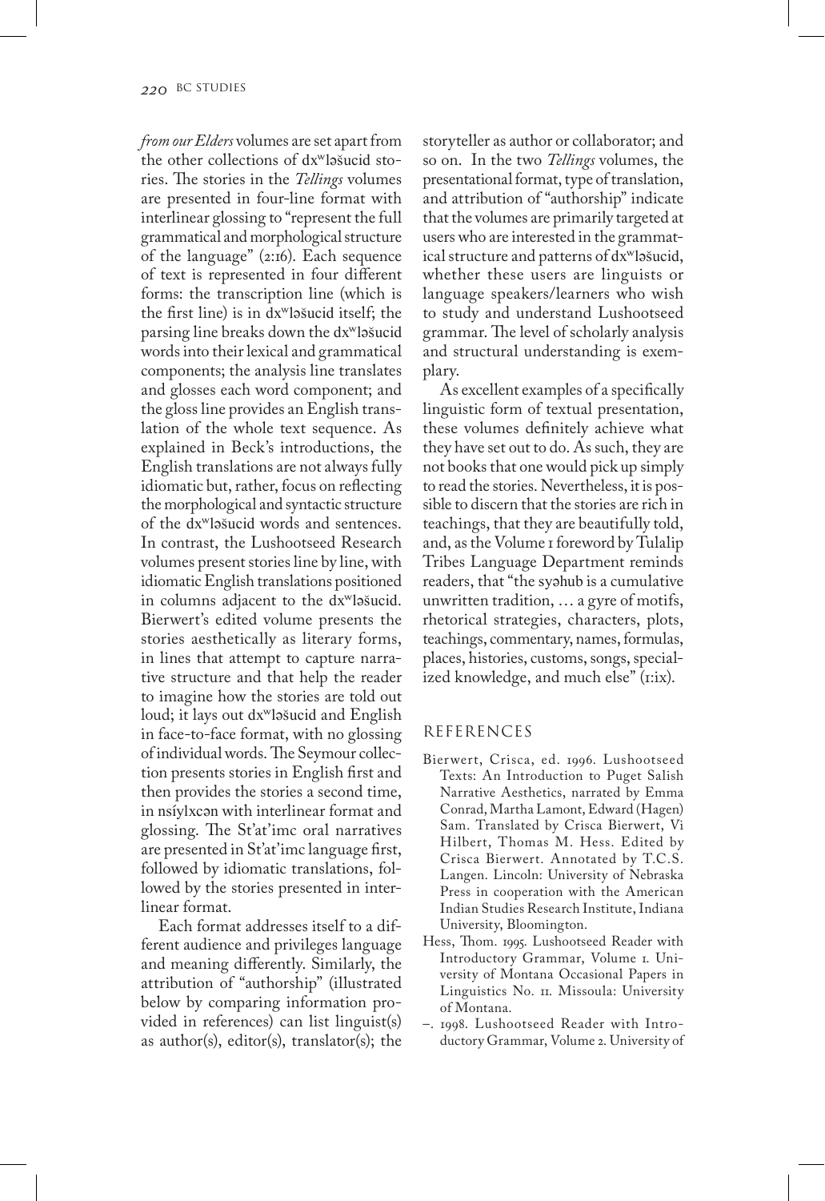*from our Elders* volumes are set apart from the other collections of dxʷləšucid stories. The stories in the *Tellings* volumes are presented in four-line format with interlinear glossing to "represent the full grammatical and morphological structure of the language" (2:16). Each sequence of text is represented in four different forms: the transcription line (which is the first line) is in dxʷləšucid itself; the parsing line breaks down the dxʷləšucid words into their lexical and grammatical components; the analysis line translates and glosses each word component; and the gloss line provides an English translation of the whole text sequence. As explained in Beck's introductions, the English translations are not always fully idiomatic but, rather, focus on reflecting the morphological and syntactic structure of the dxʷləšucid words and sentences. In contrast, the Lushootseed Research volumes present stories line by line, with idiomatic English translations positioned in columns adjacent to the dxʷləšucid. Bierwert's edited volume presents the stories aesthetically as literary forms, in lines that attempt to capture narrative structure and that help the reader to imagine how the stories are told out loud; it lays out dxʷləšucid and English in face-to-face format, with no glossing of individual words. The Seymour collection presents stories in English first and then provides the stories a second time, in nsíylxcən with interlinear format and glossing. The St'at'imc oral narratives are presented in St'at'imc language first, followed by idiomatic translations, followed by the stories presented in interlinear format.

Each format addresses itself to a different audience and privileges language and meaning differently. Similarly, the attribution of "authorship" (illustrated below by comparing information provided in references) can list linguist(s) as author(s), editor(s), translator(s); the storyteller as author or collaborator; and so on. In the two *Tellings* volumes, the presentational format, type of translation, and attribution of "authorship" indicate that the volumes are primarily targeted at users who are interested in the grammatical structure and patterns of dxʷləšucid, whether these users are linguists or language speakers/learners who wish to study and understand Lushootseed grammar. The level of scholarly analysis and structural understanding is exemplary.

As excellent examples of a specifically linguistic form of textual presentation, these volumes definitely achieve what they have set out to do. As such, they are not books that one would pick up simply to read the stories. Nevertheless, it is possible to discern that the stories are rich in teachings, that they are beautifully told, and, as the Volume 1 foreword by Tulalip Tribes Language Department reminds readers, that "the syəhub is a cumulative unwritten tradition, … a gyre of motifs, rhetorical strategies, characters, plots, teachings, commentary, names, formulas, places, histories, customs, songs, specialized knowledge, and much else" (1:ix).

## REFERENCES

Bierwert, Crisca, ed. 1996. Lushootseed Texts: An Introduction to Puget Salish Narrative Aesthetics, narrated by Emma Conrad, Martha Lamont, Edward (Hagen) Sam. Translated by Crisca Bierwert, Vi Hilbert, Thomas M. Hess. Edited by Crisca Bierwert. Annotated by T.C.S. Langen. Lincoln: University of Nebraska Press in cooperation with the American Indian Studies Research Institute, Indiana University, Bloomington.

Hess, Thom. 1995. Lushootseed Reader with Introductory Grammar, Volume 1. University of Montana Occasional Papers in Linguistics No. 11. Missoula: University of Montana.

–. 1998. Lushootseed Reader with Introductory Grammar, Volume 2. University of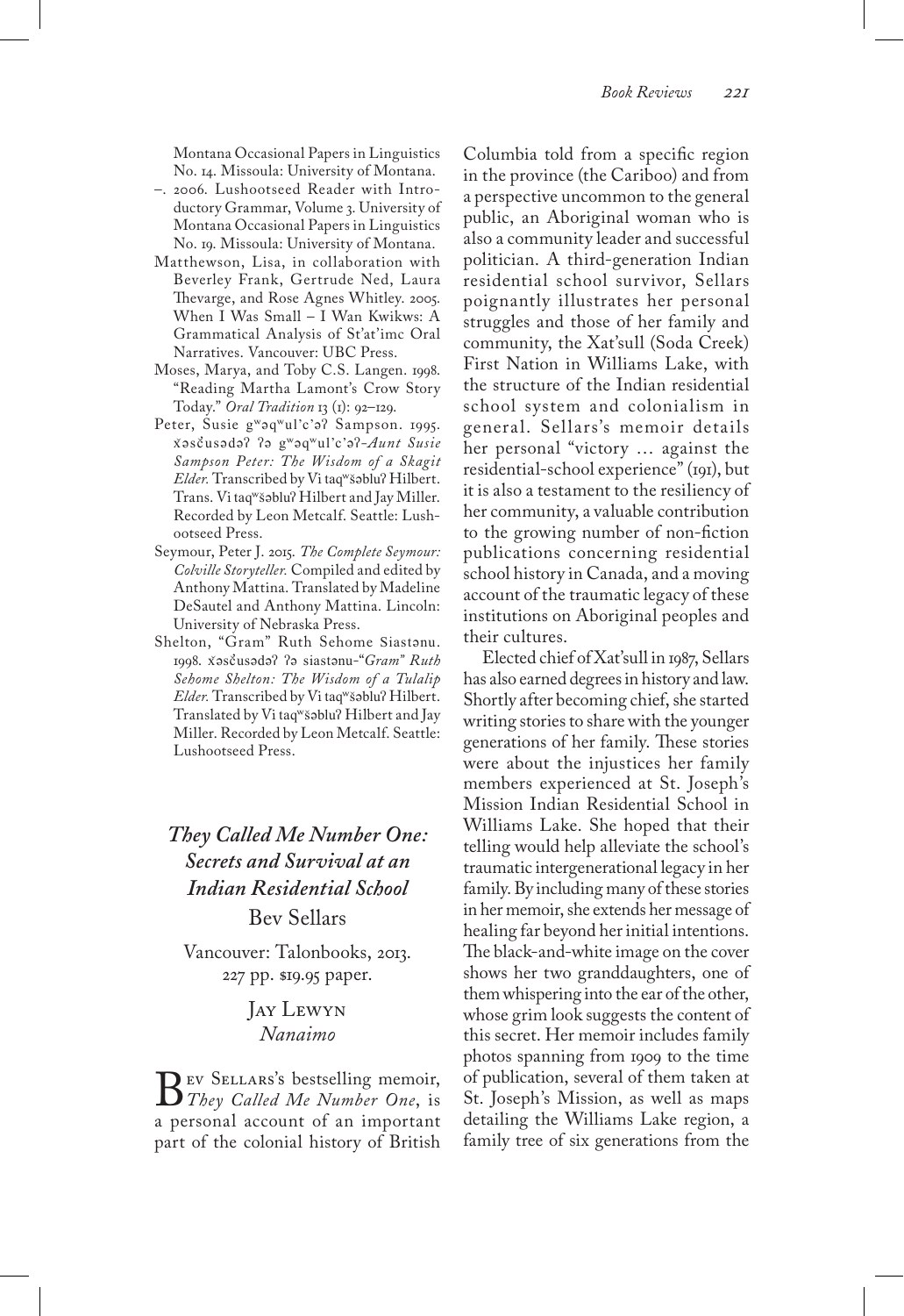Montana Occasional Papers in Linguistics No. 14. Missoula: University of Montana.

–. 2006. Lushootseed Reader with Introductory Grammar, Volume 3. University of Montana Occasional Papers in Linguistics No. 19. Missoula: University of Montana.

Matthewson, Lisa, in collaboration with Beverley Frank, Gertrude Ned, Laura Thevarge, and Rose Agnes Whitley. 2005. When I Was Small – I Wan Kwikws: A Grammatical Analysis of St'at'imc Oral Narratives. Vancouver: UBC Press.

Moses, Marya, and Toby C.S. Langen. 1998. "Reading Martha Lamont's Crow Story Today." *Oral Tradition* 13 (1): 92–129.

Peter, Susie gʷəqʷulʼcʼəʔ Sampson. 1995. x̌əsč̓usədəʔ ʔə gʷəqʷulʼcʼəʔ–*Aunt Susie Sampson Peter: The Wisdom of a Skagit Elder*. Transcribed by Vi taqʷšəbluʔ Hilbert. Trans. Vi taqʷšəbluʔ Hilbert and Jay Miller. Recorded by Leon Metcalf. Seattle: Lushootseed Press.

Seymour, Peter J. 2015. *The Complete Seymour: Colville Storyteller*. Compiled and edited by Anthony Mattina. Translated by Madeline DeSautel and Anthony Mattina. Lincoln: University of Nebraska Press.

Shelton, "Gram" Ruth Sehome Siastənu. 1998. x̌əsč̓usədəʔ ʔə siastənu–"*Gram" Ruth Sehome Shelton: The Wisdom of a Tulalip Elder*. Transcribed by Vi taqʷšəbluʔ Hilbert. Translated by Vi taqʷšəbluʔ Hilbert and Jay Miller. Recorded by Leon Metcalf. Seattle: Lushootseed Press.

## *They Called Me Number One: Secrets and Survival at an Indian Residential School*

Bev Sellars

Vancouver: Talonbooks, 2013. 227 pp. $19.95 paper.

Jay Lewyn
*Nanaimo*

Bev Sellars's bestselling memoir, *They Called Me Number One*, is a personal account of an important part of the colonial history of British Columbia told from a specific region in the province (the Cariboo) and from a perspective uncommon to the general public, an Aboriginal woman who is also a community leader and successful politician. A third-generation Indian residential school survivor, Sellars poignantly illustrates her personal struggles and those of her family and community, the Xat'sull (Soda Creek) First Nation in Williams Lake, with the structure of the Indian residential school system and colonialism in general. Sellars's memoir details her personal "victory … against the residential-school experience" (191), but it is also a testament to the resiliency of her community, a valuable contribution to the growing number of non-fiction publications concerning residential school history in Canada, and a moving account of the traumatic legacy of these institutions on Aboriginal peoples and their cultures.

Elected chief of Xat'sull in 1987, Sellars has also earned degrees in history and law. Shortly after becoming chief, she started writing stories to share with the younger generations of her family. These stories were about the injustices her family members experienced at St. Joseph's Mission Indian Residential School in Williams Lake. She hoped that their telling would help alleviate the school's traumatic intergenerational legacy in her family. By including many of these stories in her memoir, she extends her message of healing far beyond her initial intentions. The black-and-white image on the cover shows her two granddaughters, one of them whispering into the ear of the other, whose grim look suggests the content of this secret. Her memoir includes family photos spanning from 1909 to the time of publication, several of them taken at St. Joseph's Mission, as well as maps detailing the Williams Lake region, a family tree of six generations from the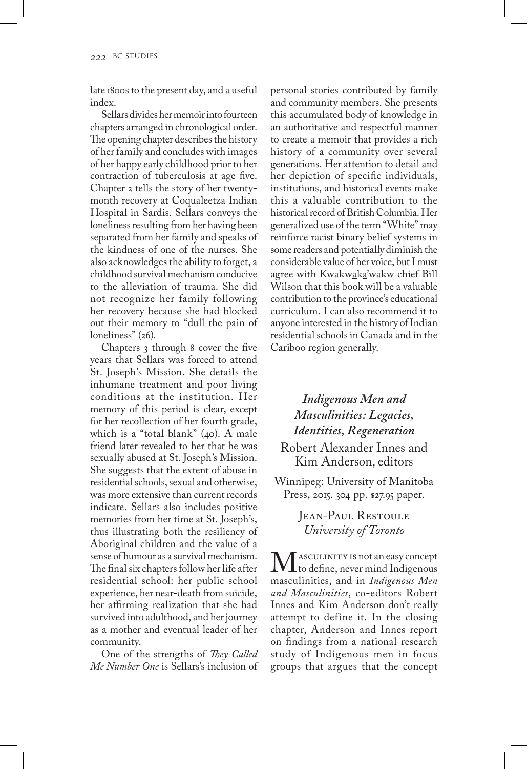late 1800s to the present day, and a useful index.

Sellars divides her memoir into fourteen chapters arranged in chronological order. The opening chapter describes the history of her family and concludes with images of her happy early childhood prior to her contraction of tuberculosis at age five. Chapter 2 tells the story of her twenty-month recovery at Coqualeetza Indian Hospital in Sardis. Sellars conveys the loneliness resulting from her having been separated from her family and speaks of the kindness of one of the nurses. She also acknowledges the ability to forget, a childhood survival mechanism conducive to the alleviation of trauma. She did not recognize her family following her recovery because she had blocked out their memory to "dull the pain of loneliness" (26).

Chapters 3 through 8 cover the five years that Sellars was forced to attend St. Joseph's Mission. She details the inhumane treatment and poor living conditions at the institution. Her memory of this period is clear, except for her recollection of her fourth grade, which is a "total blank" (40). A male friend later revealed to her that he was sexually abused at St. Joseph's Mission. She suggests that the extent of abuse in residential schools, sexual and otherwise, was more extensive than current records indicate. Sellars also includes positive memories from her time at St. Joseph's, thus illustrating both the resiliency of Aboriginal children and the value of a sense of humour as a survival mechanism. The final six chapters follow her life after residential school: her public school experience, her near-death from suicide, her affirming realization that she had survived into adulthood, and her journey as a mother and eventual leader of her community.

One of the strengths of *They Called Me Number One* is Sellars's inclusion of personal stories contributed by family and community members. She presents this accumulated body of knowledge in an authoritative and respectful manner to create a memoir that provides a rich history of a community over several generations. Her attention to detail and her depiction of specific individuals, institutions, and historical events make this a valuable contribution to the historical record of British Columbia. Her generalized use of the term "White" may reinforce racist binary belief systems in some readers and potentially diminish the considerable value of her voice, but I must agree with Kwakwaka'wakw chief Bill Wilson that this book will be a valuable contribution to the province's educational curriculum. I can also recommend it to anyone interested in the history of Indian residential schools in Canada and in the Cariboo region generally.

## *Indigenous Men and Masculinities: Legacies, Identities, Regeneration*

Robert Alexander Innes and Kim Anderson, editors

Winnipeg: University of Manitoba Press, 2015. 304 pp. $27.95 paper.

Jean-Paul Restoule
*University of Toronto*

Masculinity is not an easy concept to define, never mind Indigenous masculinities, and in *Indigenous Men and Masculinities*, co-editors Robert Innes and Kim Anderson don't really attempt to define it. In the closing chapter, Anderson and Innes report on findings from a national research study of Indigenous men in focus groups that argues that the concept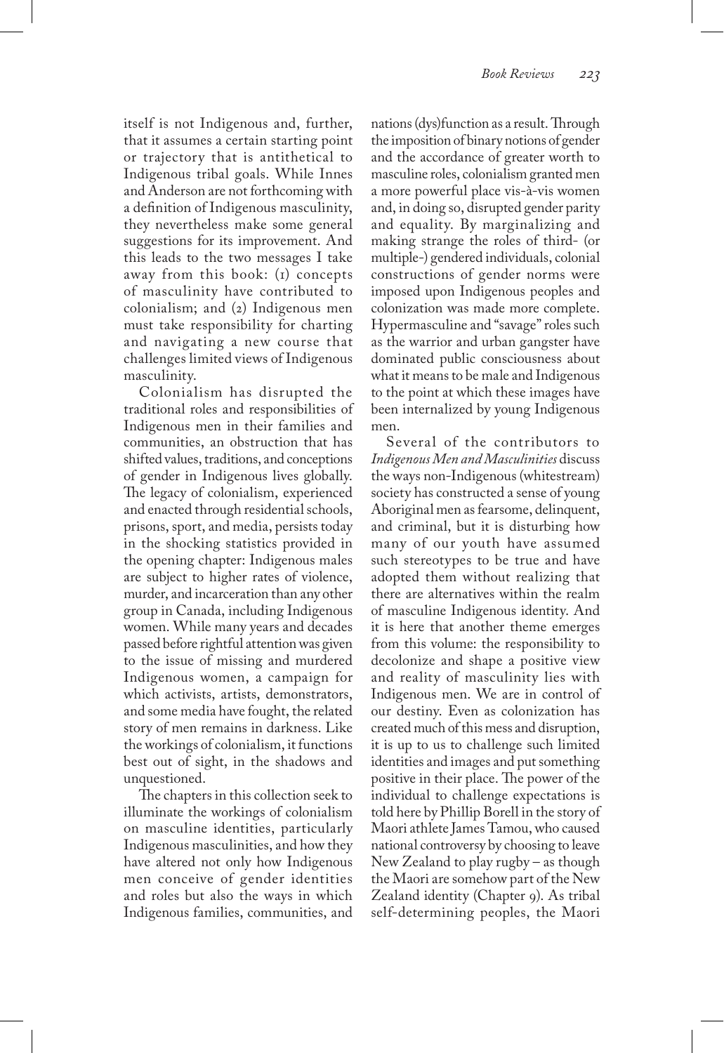itself is not Indigenous and, further, that it assumes a certain starting point or trajectory that is antithetical to Indigenous tribal goals. While Innes and Anderson are not forthcoming with a definition of Indigenous masculinity, they nevertheless make some general suggestions for its improvement. And this leads to the two messages I take away from this book: (1) concepts of masculinity have contributed to colonialism; and (2) Indigenous men must take responsibility for charting and navigating a new course that challenges limited views of Indigenous masculinity.

Colonialism has disrupted the traditional roles and responsibilities of Indigenous men in their families and communities, an obstruction that has shifted values, traditions, and conceptions of gender in Indigenous lives globally. The legacy of colonialism, experienced and enacted through residential schools, prisons, sport, and media, persists today in the shocking statistics provided in the opening chapter: Indigenous males are subject to higher rates of violence, murder, and incarceration than any other group in Canada, including Indigenous women. While many years and decades passed before rightful attention was given to the issue of missing and murdered Indigenous women, a campaign for which activists, artists, demonstrators, and some media have fought, the related story of men remains in darkness. Like the workings of colonialism, it functions best out of sight, in the shadows and unquestioned.

The chapters in this collection seek to illuminate the workings of colonialism on masculine identities, particularly Indigenous masculinities, and how they have altered not only how Indigenous men conceive of gender identities and roles but also the ways in which Indigenous families, communities, and nations (dys)function as a result. Through the imposition of binary notions of gender and the accordance of greater worth to masculine roles, colonialism granted men a more powerful place vis-à-vis women and, in doing so, disrupted gender parity and equality. By marginalizing and making strange the roles of third- (or multiple-) gendered individuals, colonial constructions of gender norms were imposed upon Indigenous peoples and colonization was made more complete. Hypermasculine and "savage" roles such as the warrior and urban gangster have dominated public consciousness about what it means to be male and Indigenous to the point at which these images have been internalized by young Indigenous men.

Several of the contributors to *Indigenous Men and Masculinities* discuss the ways non-Indigenous (whitestream) society has constructed a sense of young Aboriginal men as fearsome, delinquent, and criminal, but it is disturbing how many of our youth have assumed such stereotypes to be true and have adopted them without realizing that there are alternatives within the realm of masculine Indigenous identity. And it is here that another theme emerges from this volume: the responsibility to decolonize and shape a positive view and reality of masculinity lies with Indigenous men. We are in control of our destiny. Even as colonization has created much of this mess and disruption, it is up to us to challenge such limited identities and images and put something positive in their place. The power of the individual to challenge expectations is told here by Phillip Borell in the story of Maori athlete James Tamou, who caused national controversy by choosing to leave New Zealand to play rugby – as though the Maori are somehow part of the New Zealand identity (Chapter 9). As tribal self-determining peoples, the Maori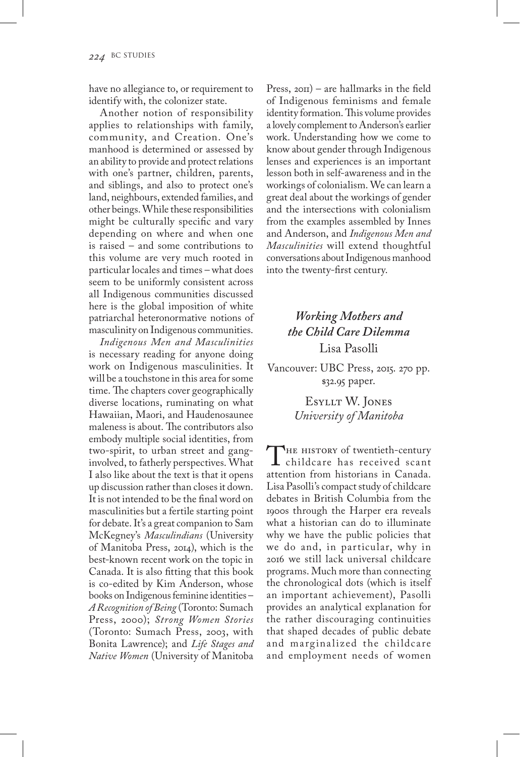have no allegiance to, or requirement to identify with, the colonizer state.

Another notion of responsibility applies to relationships with family, community, and Creation. One's manhood is determined or assessed by an ability to provide and protect relations with one's partner, children, parents, and siblings, and also to protect one's land, neighbours, extended families, and other beings. While these responsibilities might be culturally specific and vary depending on where and when one is raised – and some contributions to this volume are very much rooted in particular locales and times – what does seem to be uniformly consistent across all Indigenous communities discussed here is the global imposition of white patriarchal heteronormative notions of masculinity on Indigenous communities.

*Indigenous Men and Masculinities* is necessary reading for anyone doing work on Indigenous masculinities. It will be a touchstone in this area for some time. The chapters cover geographically diverse locations, ruminating on what Hawaiian, Maori, and Haudenosaunee maleness is about. The contributors also embody multiple social identities, from two-spirit, to urban street and gang-involved, to fatherly perspectives. What I also like about the text is that it opens up discussion rather than closes it down. It is not intended to be the final word on masculinities but a fertile starting point for debate. It's a great companion to Sam McKegney's *Masculindians* (University of Manitoba Press, 2014), which is the best-known recent work on the topic in Canada. It is also fitting that this book is co-edited by Kim Anderson, whose books on Indigenous feminine identities – *A Recognition of Being* (Toronto: Sumach Press, 2000); *Strong Women Stories* (Toronto: Sumach Press, 2003, with Bonita Lawrence); and *Life Stages and Native Women* (University of Manitoba Press, 2011) – are hallmarks in the field of Indigenous feminisms and female identity formation. This volume provides a lovely complement to Anderson's earlier work. Understanding how we come to know about gender through Indigenous lenses and experiences is an important lesson both in self-awareness and in the workings of colonialism. We can learn a great deal about the workings of gender and the intersections with colonialism from the examples assembled by Innes and Anderson, and *Indigenous Men and Masculinities* will extend thoughtful conversations about Indigenous manhood into the twenty-first century.

## *Working Mothers and the Child Care Dilemma*

Lisa Pasolli

Vancouver: UBC Press, 2015. 270 pp. $32.95 paper.

Esyllt W. Jones
*University of Manitoba*

The history of twentieth-century childcare has received scant attention from historians in Canada. Lisa Pasolli's compact study of childcare debates in British Columbia from the 1900s through the Harper era reveals what a historian can do to illuminate why we have the public policies that we do and, in particular, why in 2016 we still lack universal childcare programs. Much more than connecting the chronological dots (which is itself an important achievement), Pasolli provides an analytical explanation for the rather discouraging continuities that shaped decades of public debate and marginalized the childcare and employment needs of women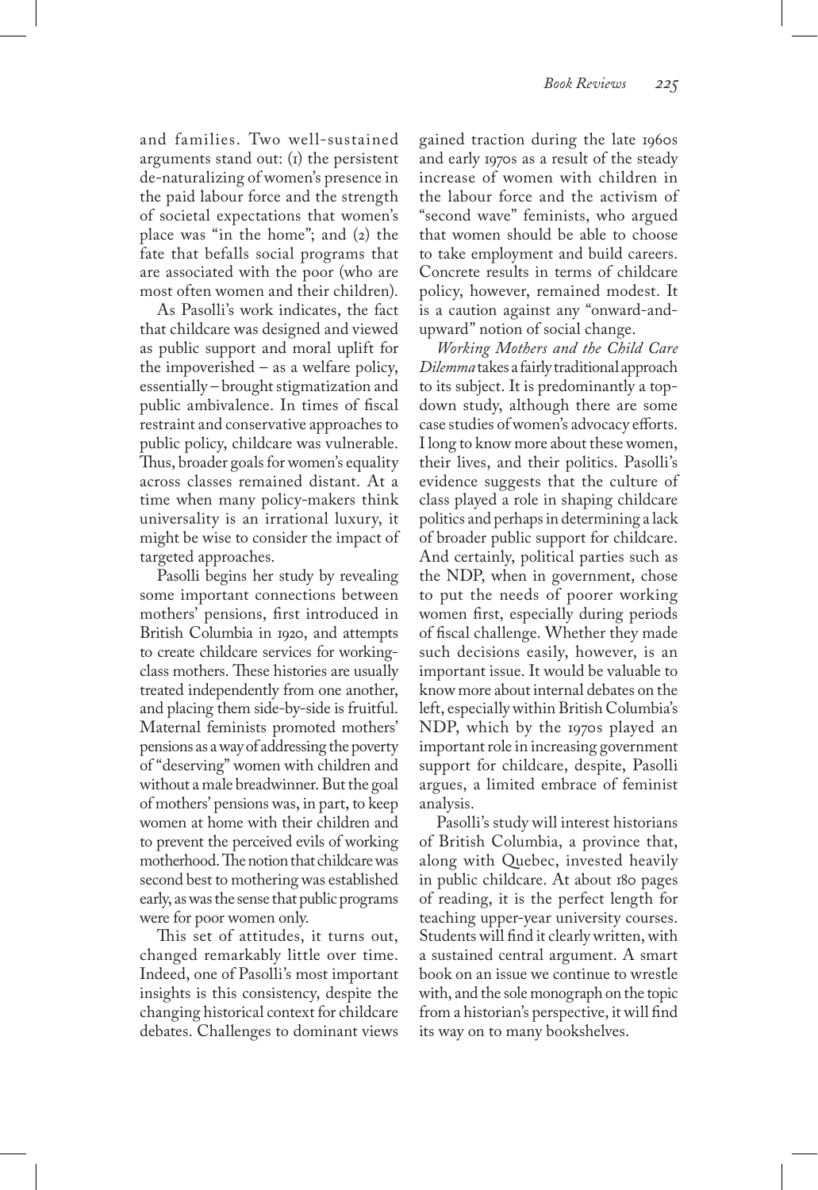and families. Two well-sustained arguments stand out: (1) the persistent de-naturalizing of women's presence in the paid labour force and the strength of societal expectations that women's place was "in the home"; and (2) the fate that befalls social programs that are associated with the poor (who are most often women and their children).

As Pasolli's work indicates, the fact that childcare was designed and viewed as public support and moral uplift for the impoverished – as a welfare policy, essentially – brought stigmatization and public ambivalence. In times of fiscal restraint and conservative approaches to public policy, childcare was vulnerable. Thus, broader goals for women's equality across classes remained distant. At a time when many policy-makers think universality is an irrational luxury, it might be wise to consider the impact of targeted approaches.

Pasolli begins her study by revealing some important connections between mothers' pensions, first introduced in British Columbia in 1920, and attempts to create childcare services for working-class mothers. These histories are usually treated independently from one another, and placing them side-by-side is fruitful. Maternal feminists promoted mothers' pensions as a way of addressing the poverty of "deserving" women with children and without a male breadwinner. But the goal of mothers' pensions was, in part, to keep women at home with their children and to prevent the perceived evils of working motherhood. The notion that childcare was second best to mothering was established early, as was the sense that public programs were for poor women only.

This set of attitudes, it turns out, changed remarkably little over time. Indeed, one of Pasolli's most important insights is this consistency, despite the changing historical context for childcare debates. Challenges to dominant views gained traction during the late 1960s and early 1970s as a result of the steady increase of women with children in the labour force and the activism of "second wave" feminists, who argued that women should be able to choose to take employment and build careers. Concrete results in terms of childcare policy, however, remained modest. It is a caution against any "onward-and-upward" notion of social change.

*Working Mothers and the Child Care Dilemma* takes a fairly traditional approach to its subject. It is predominantly a top-down study, although there are some case studies of women's advocacy efforts. I long to know more about these women, their lives, and their politics. Pasolli's evidence suggests that the culture of class played a role in shaping childcare politics and perhaps in determining a lack of broader public support for childcare. And certainly, political parties such as the NDP, when in government, chose to put the needs of poorer working women first, especially during periods of fiscal challenge. Whether they made such decisions easily, however, is an important issue. It would be valuable to know more about internal debates on the left, especially within British Columbia's NDP, which by the 1970s played an important role in increasing government support for childcare, despite, Pasolli argues, a limited embrace of feminist analysis.

Pasolli's study will interest historians of British Columbia, a province that, along with Quebec, invested heavily in public childcare. At about 180 pages of reading, it is the perfect length for teaching upper-year university courses. Students will find it clearly written, with a sustained central argument. A smart book on an issue we continue to wrestle with, and the sole monograph on the topic from a historian's perspective, it will find its way on to many bookshelves.